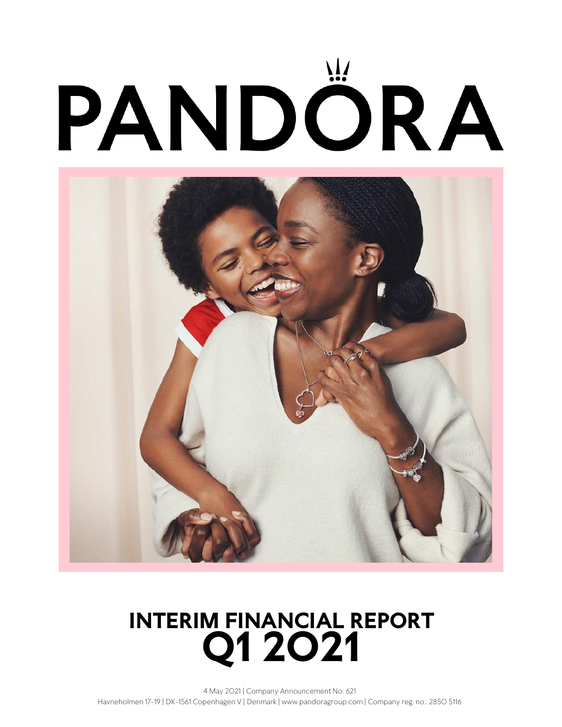# PANDORA

# INTERIM FINANCIAL REPORT
# Q1 2021

4 May 2021 | Company Announcement No. 621
Havneholmen 17-19 | DK-1561 Copenhagen V | Denmark | www.pandoragroup.com | Company reg. no.: 2850 5116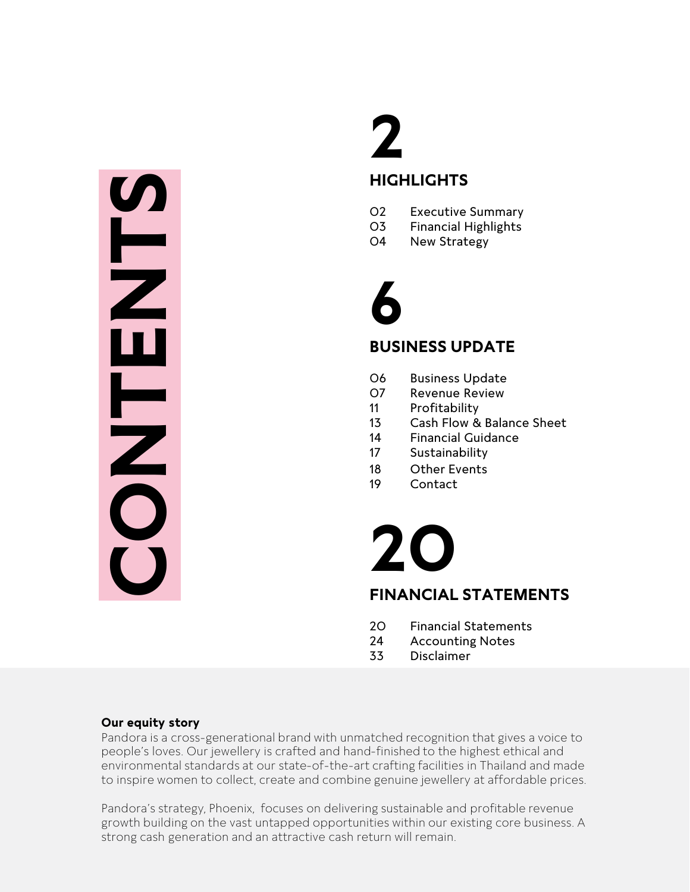# CONTENTS

## 2 HIGHLIGHTS

- 02 Executive Summary
- 03 Financial Highlights
- 04 New Strategy

## 6 BUSINESS UPDATE

- 06 Business Update
- 07 Revenue Review
- 11 Profitability
- 13 Cash Flow & Balance Sheet
- 14 Financial Guidance
- 17 Sustainability
- 18 Other Events
- 19 Contact

## 20 FINANCIAL STATEMENTS

- 20 Financial Statements
- 24 Accounting Notes
- 33 Disclaimer

**Our equity story**

Pandora is a cross-generational brand with unmatched recognition that gives a voice to people's loves. Our jewellery is crafted and hand-finished to the highest ethical and environmental standards at our state-of-the-art crafting facilities in Thailand and made to inspire women to collect, create and combine genuine jewellery at affordable prices.

Pandora's strategy, Phoenix, focuses on delivering sustainable and profitable revenue growth building on the vast untapped opportunities within our existing core business. A strong cash generation and an attractive cash return will remain.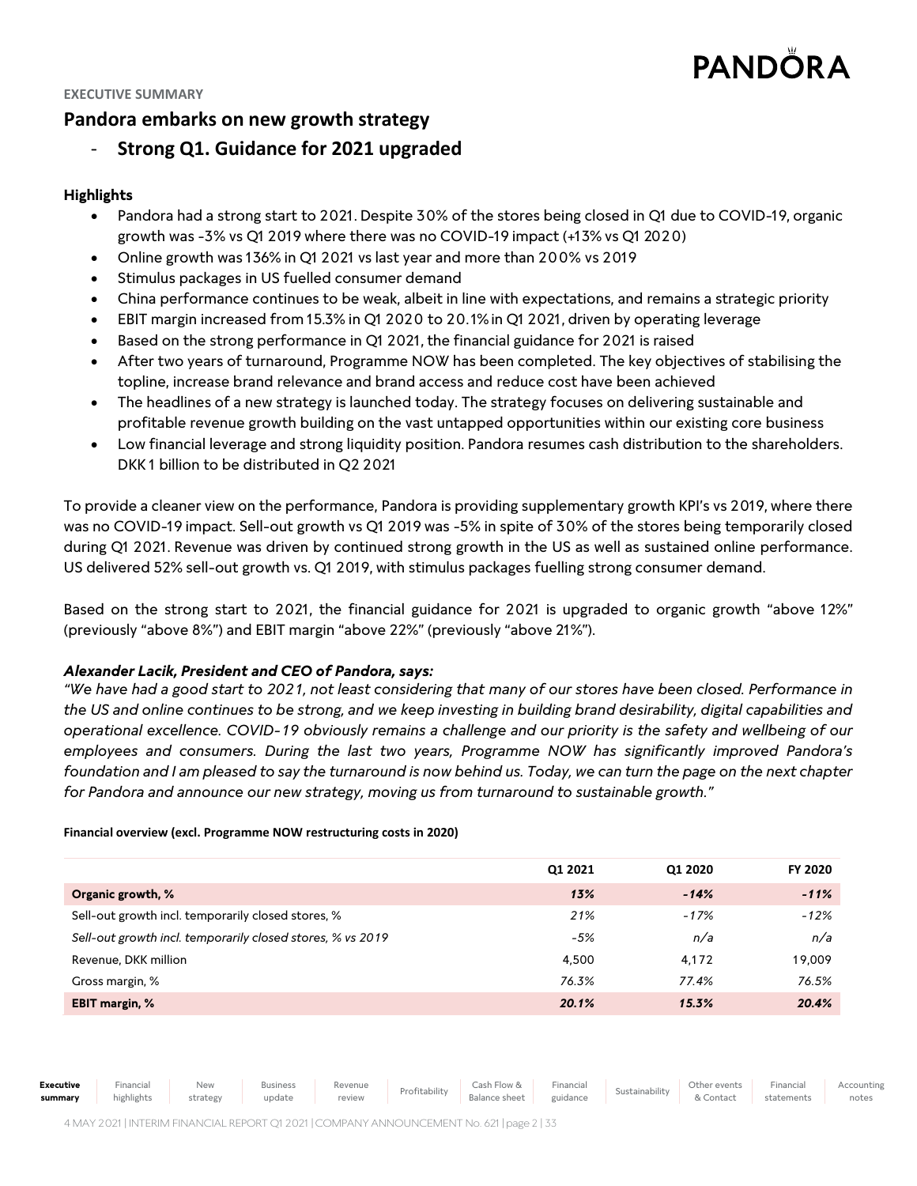EXECUTIVE SUMMARY

## Pandora embarks on new growth strategy

### - Strong Q1. Guidance for 2021 upgraded

**Highlights**

- Pandora had a strong start to 2021. Despite 30% of the stores being closed in Q1 due to COVID-19, organic growth was -3% vs Q1 2019 where there was no COVID-19 impact (+13% vs Q1 2020)
- Online growth was 136% in Q1 2021 vs last year and more than 200% vs 2019
- Stimulus packages in US fuelled consumer demand
- China performance continues to be weak, albeit in line with expectations, and remains a strategic priority
- EBIT margin increased from 15.3% in Q1 2020 to 20.1% in Q1 2021, driven by operating leverage
- Based on the strong performance in Q1 2021, the financial guidance for 2021 is raised
- After two years of turnaround, Programme NOW has been completed. The key objectives of stabilising the topline, increase brand relevance and brand access and reduce cost have been achieved
- The headlines of a new strategy is launched today. The strategy focuses on delivering sustainable and profitable revenue growth building on the vast untapped opportunities within our existing core business
- Low financial leverage and strong liquidity position. Pandora resumes cash distribution to the shareholders. DKK 1 billion to be distributed in Q2 2021

To provide a cleaner view on the performance, Pandora is providing supplementary growth KPI's vs 2019, where there was no COVID-19 impact. Sell-out growth vs Q1 2019 was -5% in spite of 30% of the stores being temporarily closed during Q1 2021. Revenue was driven by continued strong growth in the US as well as sustained online performance. US delivered 52% sell-out growth vs. Q1 2019, with stimulus packages fuelling strong consumer demand.

Based on the strong start to 2021, the financial guidance for 2021 is upgraded to organic growth "above 12%" (previously "above 8%") and EBIT margin "above 22%" (previously "above 21%").

***Alexander Lacik, President and CEO of Pandora, says:***

*"We have had a good start to 2021, not least considering that many of our stores have been closed. Performance in the US and online continues to be strong, and we keep investing in building brand desirability, digital capabilities and operational excellence. COVID-19 obviously remains a challenge and our priority is the safety and wellbeing of our employees and consumers. During the last two years, Programme NOW has significantly improved Pandora's foundation and I am pleased to say the turnaround is now behind us. Today, we can turn the page on the next chapter for Pandora and announce our new strategy, moving us from turnaround to sustainable growth."*

**Financial overview (excl. Programme NOW restructuring costs in 2020)**

| | Q1 2021 | Q1 2020 | FY 2020 |
|---|---|---|---|
| **Organic growth, %** | ***13%*** | ***-14%*** | ***-11%*** |
| Sell-out growth incl. temporarily closed stores, % | *21%* | *-17%* | *-12%* |
| *Sell-out growth incl. temporarily closed stores, % vs 2019* | *-5%* | *n/a* | *n/a* |
| Revenue, DKK million | 4,500 | 4,172 | 19,009 |
| Gross margin, % | *76.3%* | *77.4%* | *76.5%* |
| **EBIT margin, %** | ***20.1%*** | ***15.3%*** | ***20.4%*** |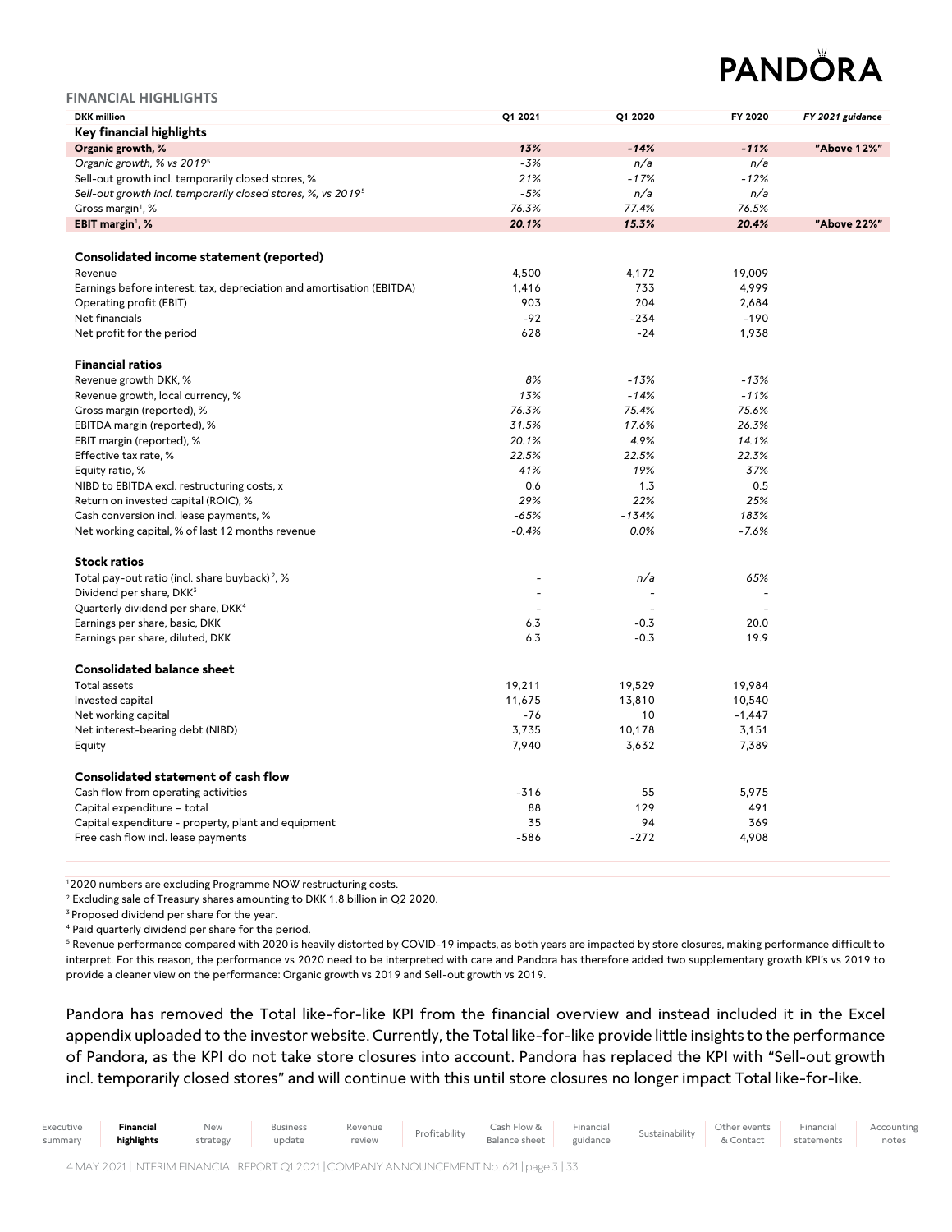## FINANCIAL HIGHLIGHTS

| DKK million | Q1 2021 | Q1 2020 | FY 2020 | FY 2021 guidance |
|---|---|---|---|---|
| **Key financial highlights** | | | | |
| **Organic growth, %** | *13%* | *-14%* | *-11%* | **"Above 12%"** |
| *Organic growth, % vs 2019*[5] | *-3%* | *n/a* | *n/a* | |
| Sell-out growth incl. temporarily closed stores, % | *21%* | *-17%* | *-12%* | |
| *Sell-out growth incl. temporarily closed stores, %, vs 2019*[5] | *-5%* | *n/a* | *n/a* | |
| Gross margin[1], % | *76.3%* | *77.4%* | *76.5%* | |
| **EBIT margin**[1]**, %** | *20.1%* | *15.3%* | *20.4%* | **"Above 22%"** |
| | | | | |
| **Consolidated income statement (reported)** | | | | |
| Revenue | 4,500 | 4,172 | 19,009 | |
| Earnings before interest, tax, depreciation and amortisation (EBITDA) | 1,416 | 733 | 4,999 | |
| Operating profit (EBIT) | 903 | 204 | 2,684 | |
| Net financials | -92 | -234 | -190 | |
| Net profit for the period | 628 | -24 | 1,938 | |
| | | | | |
| **Financial ratios** | | | | |
| Revenue growth DKK, % | *8%* | *-13%* | *-13%* | |
| Revenue growth, local currency, % | *13%* | *-14%* | *-11%* | |
| Gross margin (reported), % | *76.3%* | *75.4%* | *75.6%* | |
| EBITDA margin (reported), % | *31.5%* | *17.6%* | *26.3%* | |
| EBIT margin (reported), % | *20.1%* | *4.9%* | *14.1%* | |
| Effective tax rate, % | *22.5%* | *22.5%* | *22.3%* | |
| Equity ratio, % | *41%* | *19%* | *37%* | |
| NIBD to EBITDA excl. restructuring costs, x | 0.6 | 1.3 | 0.5 | |
| Return on invested capital (ROIC), % | *29%* | *22%* | *25%* | |
| Cash conversion incl. lease payments, % | *-65%* | *-134%* | *183%* | |
| Net working capital, % of last 12 months revenue | *-0.4%* | *0.0%* | *-7.6%* | |
| | | | | |
| **Stock ratios** | | | | |
| Total pay-out ratio (incl. share buyback)[2], % | - | *n/a* | *65%* | |
| Dividend per share, DKK[3] | - | - | - | |
| Quarterly dividend per share, DKK[4] | - | - | - | |
| Earnings per share, basic, DKK | 6.3 | -0.3 | 20.0 | |
| Earnings per share, diluted, DKK | 6.3 | -0.3 | 19.9 | |
| | | | | |
| **Consolidated balance sheet** | | | | |
| Total assets | 19,211 | 19,529 | 19,984 | |
| Invested capital | 11,675 | 13,810 | 10,540 | |
| Net working capital | -76 | 10 | -1,447 | |
| Net interest-bearing debt (NIBD) | 3,735 | 10,178 | 3,151 | |
| Equity | 7,940 | 3,632 | 7,389 | |
| | | | | |
| **Consolidated statement of cash flow** | | | | |
| Cash flow from operating activities | -316 | 55 | 5,975 | |
| Capital expenditure – total | 88 | 129 | 491 | |
| Capital expenditure - property, plant and equipment | 35 | 94 | 369 | |
| Free cash flow incl. lease payments | -586 | -272 | 4,908 | |

[1] 2020 numbers are excluding Programme NOW restructuring costs.
[2] Excluding sale of Treasury shares amounting to DKK 1.8 billion in Q2 2020.
[3] Proposed dividend per share for the year.
[4] Paid quarterly dividend per share for the period.
[5] Revenue performance compared with 2020 is heavily distorted by COVID-19 impacts, as both years are impacted by store closures, making performance difficult to interpret. For this reason, the performance vs 2020 need to be interpreted with care and Pandora has therefore added two supplementary growth KPI's vs 2019 to provide a cleaner view on the performance: Organic growth vs 2019 and Sell-out growth vs 2019.

Pandora has removed the Total like-for-like KPI from the financial overview and instead included it in the Excel appendix uploaded to the investor website. Currently, the Total like-for-like provide little insights to the performance of Pandora, as the KPI do not take store closures into account. Pandora has replaced the KPI with "Sell-out growth incl. temporarily closed stores" and will continue with this until store closures no longer impact Total like-for-like.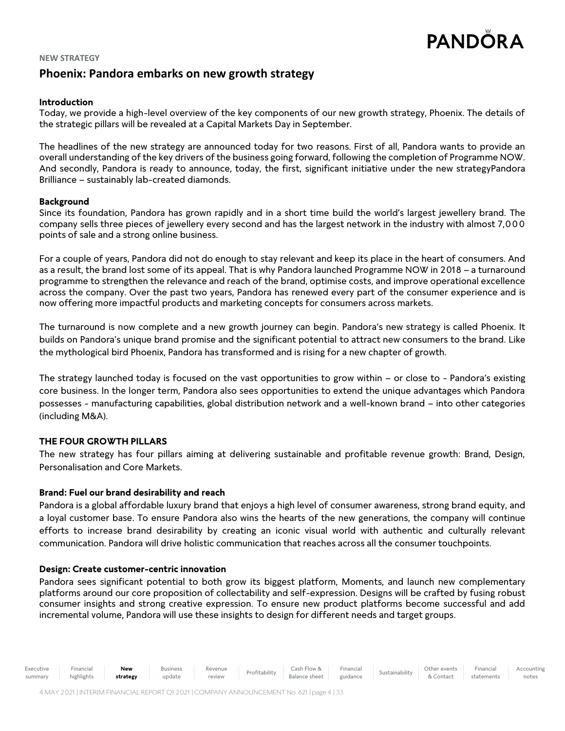NEW STRATEGY

## Phoenix: Pandora embarks on new growth strategy

**Introduction**

Today, we provide a high-level overview of the key components of our new growth strategy, Phoenix. The details of the strategic pillars will be revealed at a Capital Markets Day in September.

The headlines of the new strategy are announced today for two reasons. First of all, Pandora wants to provide an overall understanding of the key drivers of the business going forward, following the completion of Programme NOW. And secondly, Pandora is ready to announce, today, the first, significant initiative under the new strategyPandora Brilliance – sustainably lab-created diamonds.

**Background**

Since its foundation, Pandora has grown rapidly and in a short time build the world's largest jewellery brand. The company sells three pieces of jewellery every second and has the largest network in the industry with almost 7,000 points of sale and a strong online business.

For a couple of years, Pandora did not do enough to stay relevant and keep its place in the heart of consumers. And as a result, the brand lost some of its appeal. That is why Pandora launched Programme NOW in 2018 – a turnaround programme to strengthen the relevance and reach of the brand, optimise costs, and improve operational excellence across the company. Over the past two years, Pandora has renewed every part of the consumer experience and is now offering more impactful products and marketing concepts for consumers across markets.

The turnaround is now complete and a new growth journey can begin. Pandora's new strategy is called Phoenix. It builds on Pandora's unique brand promise and the significant potential to attract new consumers to the brand. Like the mythological bird Phoenix, Pandora has transformed and is rising for a new chapter of growth.

The strategy launched today is focused on the vast opportunities to grow within – or close to - Pandora's existing core business. In the longer term, Pandora also sees opportunities to extend the unique advantages which Pandora possesses - manufacturing capabilities, global distribution network and a well-known brand – into other categories (including M&A).

**THE FOUR GROWTH PILLARS**

The new strategy has four pillars aiming at delivering sustainable and profitable revenue growth: Brand, Design, Personalisation and Core Markets.

**Brand: Fuel our brand desirability and reach**

Pandora is a global affordable luxury brand that enjoys a high level of consumer awareness, strong brand equity, and a loyal customer base. To ensure Pandora also wins the hearts of the new generations, the company will continue efforts to increase brand desirability by creating an iconic visual world with authentic and culturally relevant communication. Pandora will drive holistic communication that reaches across all the consumer touchpoints.

**Design: Create customer-centric innovation**

Pandora sees significant potential to both grow its biggest platform, Moments, and launch new complementary platforms around our core proposition of collectability and self-expression. Designs will be crafted by fusing robust consumer insights and strong creative expression. To ensure new product platforms become successful and add incremental volume, Pandora will use these insights to design for different needs and target groups.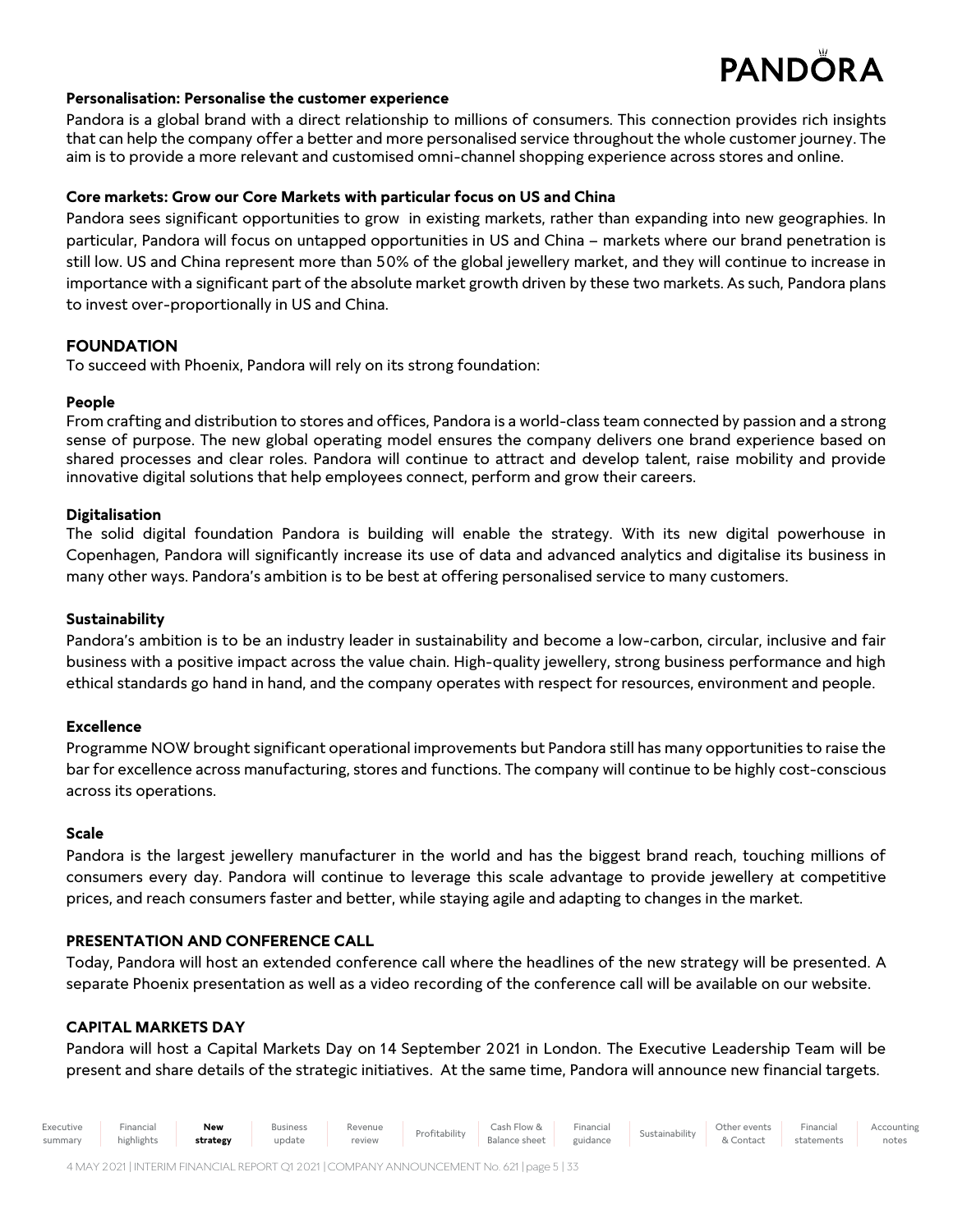**Personalisation: Personalise the customer experience**

Pandora is a global brand with a direct relationship to millions of consumers. This connection provides rich insights that can help the company offer a better and more personalised service throughout the whole customer journey. The aim is to provide a more relevant and customised omni-channel shopping experience across stores and online.

**Core markets: Grow our Core Markets with particular focus on US and China**

Pandora sees significant opportunities to grow in existing markets, rather than expanding into new geographies. In particular, Pandora will focus on untapped opportunities in US and China – markets where our brand penetration is still low. US and China represent more than 50% of the global jewellery market, and they will continue to increase in importance with a significant part of the absolute market growth driven by these two markets. As such, Pandora plans to invest over-proportionally in US and China.

## FOUNDATION

To succeed with Phoenix, Pandora will rely on its strong foundation:

**People**

From crafting and distribution to stores and offices, Pandora is a world-class team connected by passion and a strong sense of purpose. The new global operating model ensures the company delivers one brand experience based on shared processes and clear roles. Pandora will continue to attract and develop talent, raise mobility and provide innovative digital solutions that help employees connect, perform and grow their careers.

**Digitalisation**

The solid digital foundation Pandora is building will enable the strategy. With its new digital powerhouse in Copenhagen, Pandora will significantly increase its use of data and advanced analytics and digitalise its business in many other ways. Pandora's ambition is to be best at offering personalised service to many customers.

**Sustainability**

Pandora's ambition is to be an industry leader in sustainability and become a low-carbon, circular, inclusive and fair business with a positive impact across the value chain. High-quality jewellery, strong business performance and high ethical standards go hand in hand, and the company operates with respect for resources, environment and people.

**Excellence**

Programme NOW brought significant operational improvements but Pandora still has many opportunities to raise the bar for excellence across manufacturing, stores and functions. The company will continue to be highly cost-conscious across its operations.

**Scale**

Pandora is the largest jewellery manufacturer in the world and has the biggest brand reach, touching millions of consumers every day. Pandora will continue to leverage this scale advantage to provide jewellery at competitive prices, and reach consumers faster and better, while staying agile and adapting to changes in the market.

## PRESENTATION AND CONFERENCE CALL

Today, Pandora will host an extended conference call where the headlines of the new strategy will be presented. A separate Phoenix presentation as well as a video recording of the conference call will be available on our website.

## CAPITAL MARKETS DAY

Pandora will host a Capital Markets Day on 14 September 2021 in London. The Executive Leadership Team will be present and share details of the strategic initiatives. At the same time, Pandora will announce new financial targets.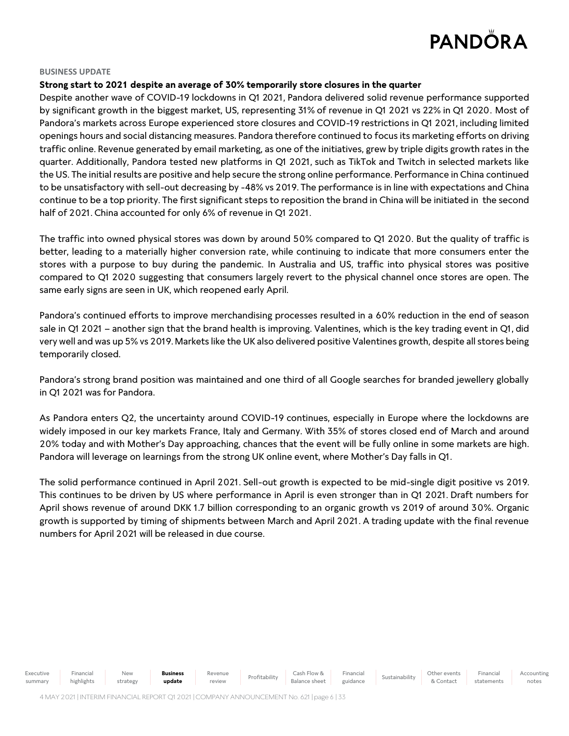## BUSINESS UPDATE

### Strong start to 2021 despite an average of 30% temporarily store closures in the quarter

Despite another wave of COVID-19 lockdowns in Q1 2021, Pandora delivered solid revenue performance supported by significant growth in the biggest market, US, representing 31% of revenue in Q1 2021 vs 22% in Q1 2020. Most of Pandora's markets across Europe experienced store closures and COVID-19 restrictions in Q1 2021, including limited openings hours and social distancing measures. Pandora therefore continued to focus its marketing efforts on driving traffic online. Revenue generated by email marketing, as one of the initiatives, grew by triple digits growth rates in the quarter. Additionally, Pandora tested new platforms in Q1 2021, such as TikTok and Twitch in selected markets like the US. The initial results are positive and help secure the strong online performance. Performance in China continued to be unsatisfactory with sell-out decreasing by -48% vs 2019. The performance is in line with expectations and China continue to be a top priority. The first significant steps to reposition the brand in China will be initiated in the second half of 2021. China accounted for only 6% of revenue in Q1 2021.

The traffic into owned physical stores was down by around 50% compared to Q1 2020. But the quality of traffic is better, leading to a materially higher conversion rate, while continuing to indicate that more consumers enter the stores with a purpose to buy during the pandemic. In Australia and US, traffic into physical stores was positive compared to Q1 2020 suggesting that consumers largely revert to the physical channel once stores are open. The same early signs are seen in UK, which reopened early April.

Pandora's continued efforts to improve merchandising processes resulted in a 60% reduction in the end of season sale in Q1 2021 – another sign that the brand health is improving. Valentines, which is the key trading event in Q1, did very well and was up 5% vs 2019. Markets like the UK also delivered positive Valentines growth, despite all stores being temporarily closed.

Pandora's strong brand position was maintained and one third of all Google searches for branded jewellery globally in Q1 2021 was for Pandora.

As Pandora enters Q2, the uncertainty around COVID-19 continues, especially in Europe where the lockdowns are widely imposed in our key markets France, Italy and Germany. With 35% of stores closed end of March and around 20% today and with Mother's Day approaching, chances that the event will be fully online in some markets are high. Pandora will leverage on learnings from the strong UK online event, where Mother's Day falls in Q1.

The solid performance continued in April 2021. Sell-out growth is expected to be mid-single digit positive vs 2019. This continues to be driven by US where performance in April is even stronger than in Q1 2021. Draft numbers for April shows revenue of around DKK 1.7 billion corresponding to an organic growth vs 2019 of around 30%. Organic growth is supported by timing of shipments between March and April 2021. A trading update with the final revenue numbers for April 2021 will be released in due course.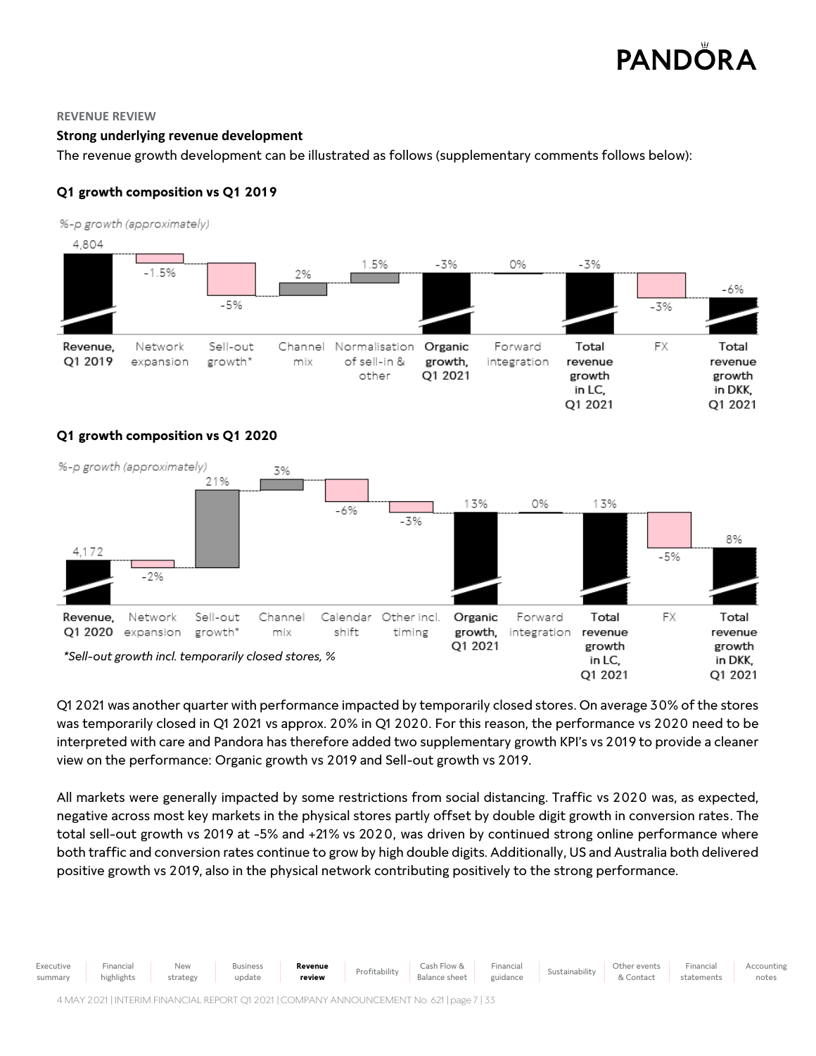REVENUE REVIEW

**Strong underlying revenue development**

The revenue growth development can be illustrated as follows (supplementary comments follows below):

**Q1 growth composition vs Q1 2019**

*%-p growth (approximately)*

| Revenue, Q1 2019 | Network expansion | Sell-out growth* | Channel mix | Normalisation of sell-in & other | Organic growth, Q1 2021 | Forward integration | Total revenue growth in LC, Q1 2021 | FX | Total revenue growth in DKK, Q1 2021 |
|---|---|---|---|---|---|---|---|---|---|
| 4,804 | -1.5% | -5% | 2% | 1.5% | -3% | 0% | -3% | -3% | -6% |

**Q1 growth composition vs Q1 2020**

*%-p growth (approximately)*

| Revenue, Q1 2020 | Network expansion | Sell-out growth* | Channel mix | Calendar shift | Other incl. timing | Organic growth, Q1 2021 | Forward integration | Total revenue growth in LC, Q1 2021 | FX | Total revenue growth in DKK, Q1 2021 |
|---|---|---|---|---|---|---|---|---|---|---|
| 4,172 | -2% | 21% | 3% | -6% | -3% | 13% | 0% | 13% | -5% | 8% |

*\*Sell-out growth incl. temporarily closed stores, %*

Q1 2021 was another quarter with performance impacted by temporarily closed stores. On average 30% of the stores was temporarily closed in Q1 2021 vs approx. 20% in Q1 2020. For this reason, the performance vs 2020 need to be interpreted with care and Pandora has therefore added two supplementary growth KPI's vs 2019 to provide a cleaner view on the performance: Organic growth vs 2019 and Sell-out growth vs 2019.

All markets were generally impacted by some restrictions from social distancing. Traffic vs 2020 was, as expected, negative across most key markets in the physical stores partly offset by double digit growth in conversion rates. The total sell-out growth vs 2019 at -5% and +21% vs 2020, was driven by continued strong online performance where both traffic and conversion rates continue to grow by high double digits. Additionally, US and Australia both delivered positive growth vs 2019, also in the physical network contributing positively to the strong performance.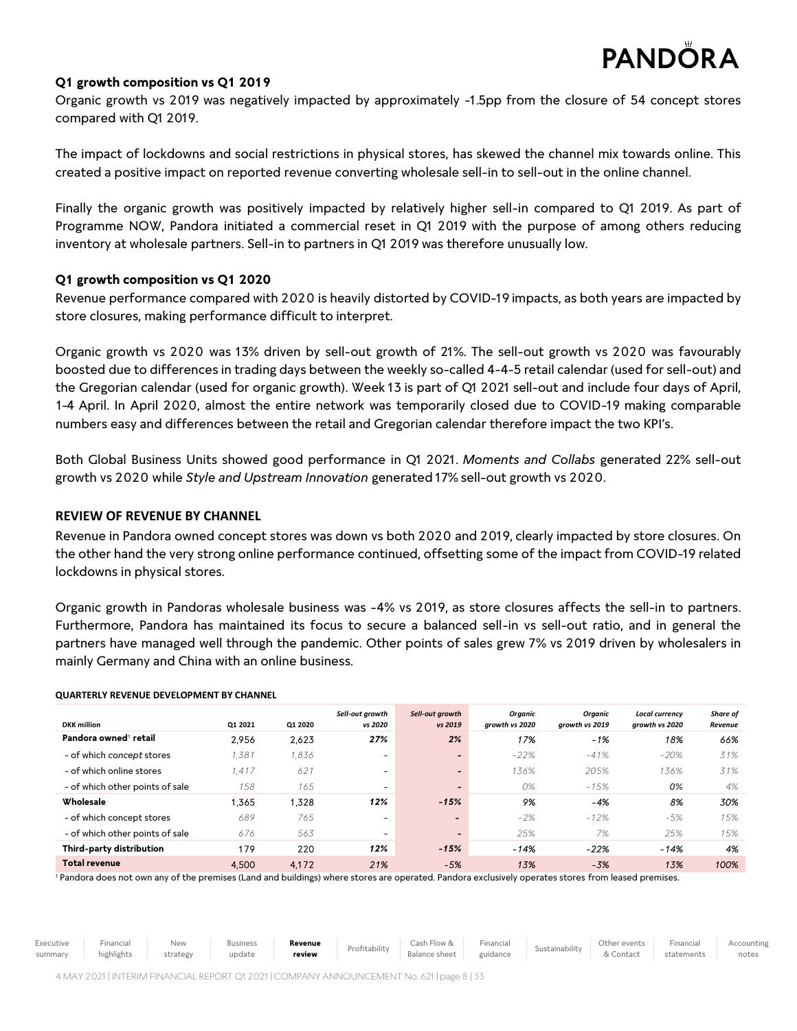### Q1 growth composition vs Q1 2019

Organic growth vs 2019 was negatively impacted by approximately -1.5pp from the closure of 54 concept stores compared with Q1 2019.

The impact of lockdowns and social restrictions in physical stores, has skewed the channel mix towards online. This created a positive impact on reported revenue converting wholesale sell-in to sell-out in the online channel.

Finally the organic growth was positively impacted by relatively higher sell-in compared to Q1 2019. As part of Programme NOW, Pandora initiated a commercial reset in Q1 2019 with the purpose of among others reducing inventory at wholesale partners. Sell-in to partners in Q1 2019 was therefore unusually low.

### Q1 growth composition vs Q1 2020

Revenue performance compared with 2020 is heavily distorted by COVID-19 impacts, as both years are impacted by store closures, making performance difficult to interpret.

Organic growth vs 2020 was 13% driven by sell-out growth of 21%. The sell-out growth vs 2020 was favourably boosted due to differences in trading days between the weekly so-called 4-4-5 retail calendar (used for sell-out) and the Gregorian calendar (used for organic growth). Week 13 is part of Q1 2021 sell-out and include four days of April, 1-4 April. In April 2020, almost the entire network was temporarily closed due to COVID-19 making comparable numbers easy and differences between the retail and Gregorian calendar therefore impact the two KPI's.

Both Global Business Units showed good performance in Q1 2021. *Moments and Collabs* generated 22% sell-out growth vs 2020 while *Style and Upstream Innovation* generated 17% sell-out growth vs 2020.

## REVIEW OF REVENUE BY CHANNEL

Revenue in Pandora owned concept stores was down vs both 2020 and 2019, clearly impacted by store closures. On the other hand the very strong online performance continued, offsetting some of the impact from COVID-19 related lockdowns in physical stores.

Organic growth in Pandoras wholesale business was -4% vs 2019, as store closures affects the sell-in to partners. Furthermore, Pandora has maintained its focus to secure a balanced sell-in vs sell-out ratio, and in general the partners have managed well through the pandemic. Other points of sales grew 7% vs 2019 driven by wholesalers in mainly Germany and China with an online business.

**QUARTERLY REVENUE DEVELOPMENT BY CHANNEL**

| DKK million | Q1 2021 | Q1 2020 | *Sell-out growth vs 2020* | *Sell-out growth vs 2019* | *Organic growth vs 2020* | *Organic growth vs 2019* | *Local currency growth vs 2020* | *Share of Revenue* |
|---|---|---|---|---|---|---|---|---|
| **Pandora owned[1] retail** | 2,956 | 2,623 | *27%* | *2%* | *17%* | *-1%* | *18%* | *66%* |
| - of which *concept* stores | 1,381 | 1,836 | - | - | -22% | -41% | -20% | 31% |
| - of which online stores | 1,417 | 621 | - | - | 136% | 205% | 136% | 31% |
| - of which other points of sale | 158 | 165 | - | - | 0% | -15% | 0% | 4% |
| **Wholesale** | 1,365 | 1,328 | *12%* | *-15%* | *9%* | *-4%* | *8%* | *30%* |
| - of which concept stores | 689 | 765 | - | - | -2% | -12% | -5% | 15% |
| - of which other points of sale | 676 | 563 | - | - | 25% | 7% | 25% | 15% |
| **Third-party distribution** | 179 | 220 | *12%* | *-15%* | *-14%* | *-22%* | *-14%* | *4%* |
| **Total revenue** | 4,500 | 4,172 | *21%* | *-5%* | *13%* | *-3%* | *13%* | *100%* |

[1] Pandora does not own any of the premises (Land and buildings) where stores are operated. Pandora exclusively operates stores from leased premises.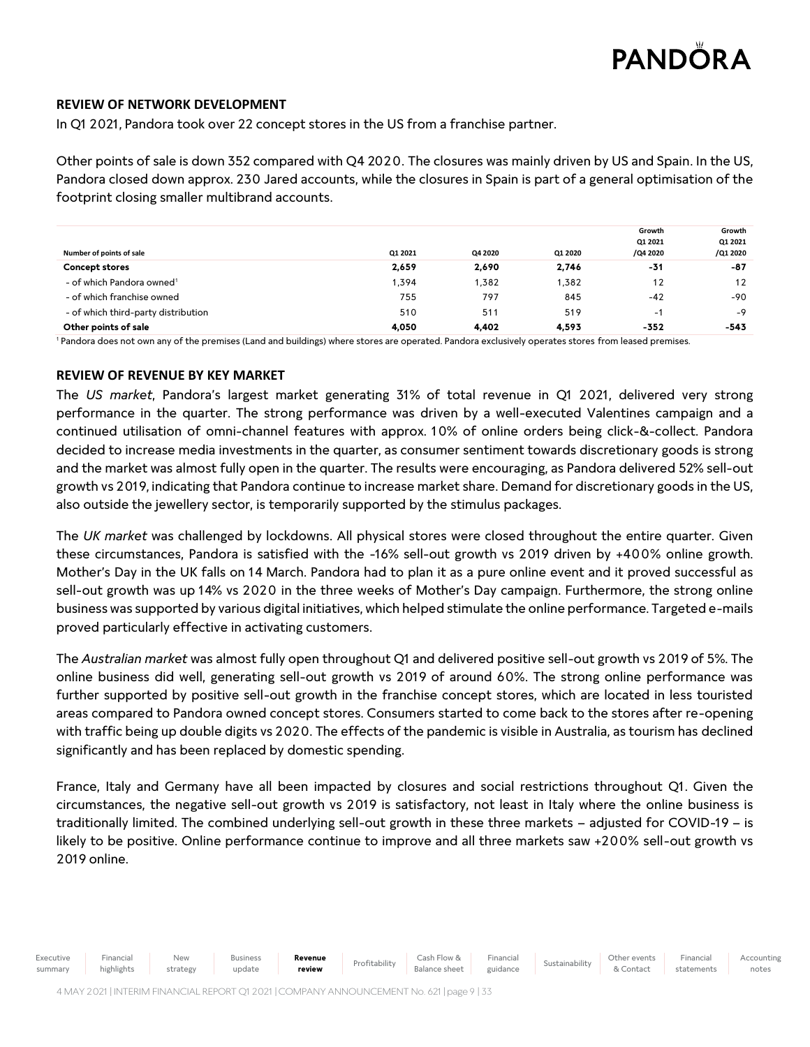## REVIEW OF NETWORK DEVELOPMENT

In Q1 2021, Pandora took over 22 concept stores in the US from a franchise partner.

Other points of sale is down 352 compared with Q4 2020. The closures was mainly driven by US and Spain. In the US, Pandora closed down approx. 230 Jared accounts, while the closures in Spain is part of a general optimisation of the footprint closing smaller multibrand accounts.

| Number of points of sale | Q1 2021 | Q4 2020 | Q1 2020 | Growth Q1 2021 /Q4 2020 | Growth Q1 2021 /Q1 2020 |
|---|---|---|---|---|---|
| **Concept stores** | **2,659** | **2,690** | **2,746** | **-31** | **-87** |
| - of which Pandora owned[1] | 1,394 | 1,382 | 1,382 | 12 | 12 |
| - of which franchise owned | 755 | 797 | 845 | -42 | -90 |
| - of which third-party distribution | 510 | 511 | 519 | -1 | -9 |
| **Other points of sale** | **4,050** | **4,402** | **4,593** | **-352** | **-543** |

[1] Pandora does not own any of the premises (Land and buildings) where stores are operated. Pandora exclusively operates stores from leased premises.

## REVIEW OF REVENUE BY KEY MARKET

The *US market*, Pandora's largest market generating 31% of total revenue in Q1 2021, delivered very strong performance in the quarter. The strong performance was driven by a well-executed Valentines campaign and a continued utilisation of omni-channel features with approx. 10% of online orders being click-&-collect. Pandora decided to increase media investments in the quarter, as consumer sentiment towards discretionary goods is strong and the market was almost fully open in the quarter. The results were encouraging, as Pandora delivered 52% sell-out growth vs 2019, indicating that Pandora continue to increase market share. Demand for discretionary goods in the US, also outside the jewellery sector, is temporarily supported by the stimulus packages.

The *UK market* was challenged by lockdowns. All physical stores were closed throughout the entire quarter. Given these circumstances, Pandora is satisfied with the -16% sell-out growth vs 2019 driven by +400% online growth. Mother's Day in the UK falls on 14 March. Pandora had to plan it as a pure online event and it proved successful as sell-out growth was up 14% vs 2020 in the three weeks of Mother's Day campaign. Furthermore, the strong online business was supported by various digital initiatives, which helped stimulate the online performance. Targeted e-mails proved particularly effective in activating customers.

The *Australian market* was almost fully open throughout Q1 and delivered positive sell-out growth vs 2019 of 5%. The online business did well, generating sell-out growth vs 2019 of around 60%. The strong online performance was further supported by positive sell-out growth in the franchise concept stores, which are located in less touristed areas compared to Pandora owned concept stores. Consumers started to come back to the stores after re-opening with traffic being up double digits vs 2020. The effects of the pandemic is visible in Australia, as tourism has declined significantly and has been replaced by domestic spending.

France, Italy and Germany have all been impacted by closures and social restrictions throughout Q1. Given the circumstances, the negative sell-out growth vs 2019 is satisfactory, not least in Italy where the online business is traditionally limited. The combined underlying sell-out growth in these three markets – adjusted for COVID-19 – is likely to be positive. Online performance continue to improve and all three markets saw +200% sell-out growth vs 2019 online.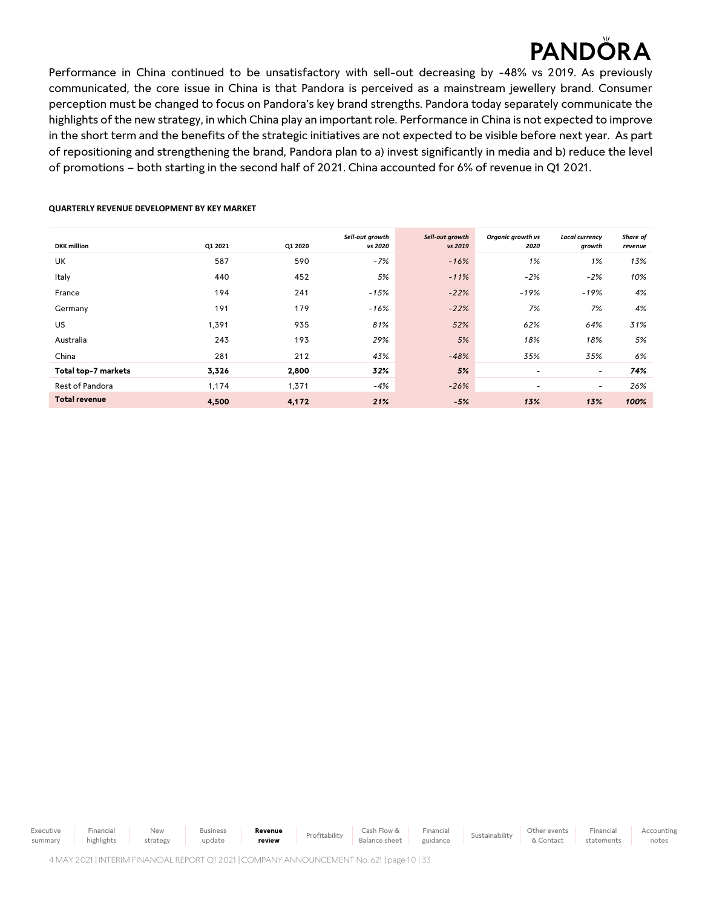Performance in China continued to be unsatisfactory with sell-out decreasing by -48% vs 2019. As previously communicated, the core issue in China is that Pandora is perceived as a mainstream jewellery brand. Consumer perception must be changed to focus on Pandora's key brand strengths. Pandora today separately communicate the highlights of the new strategy, in which China play an important role. Performance in China is not expected to improve in the short term and the benefits of the strategic initiatives are not expected to be visible before next year. As part of repositioning and strengthening the brand, Pandora plan to a) invest significantly in media and b) reduce the level of promotions – both starting in the second half of 2021. China accounted for 6% of revenue in Q1 2021.

**QUARTERLY REVENUE DEVELOPMENT BY KEY MARKET**

| DKK million | Q1 2021 | Q1 2020 | *Sell-out growth vs 2020* | *Sell-out growth vs 2019* | *Organic growth vs 2020* | *Local currency growth* | *Share of revenue* |
|---|---|---|---|---|---|---|---|
| UK | 587 | 590 | *-7%* | *-16%* | *1%* | *1%* | *13%* |
| Italy | 440 | 452 | *5%* | *-11%* | *-2%* | *-2%* | *10%* |
| France | 194 | 241 | *-15%* | *-22%* | *-19%* | *-19%* | *4%* |
| Germany | 191 | 179 | *-16%* | *-22%* | *7%* | *7%* | *4%* |
| US | 1,391 | 935 | *81%* | *52%* | *62%* | *64%* | *31%* |
| Australia | 243 | 193 | *29%* | *5%* | *18%* | *18%* | *5%* |
| China | 281 | 212 | *43%* | *-48%* | *35%* | *35%* | *6%* |
| **Total top-7 markets** | **3,326** | **2,800** | ***32%*** | ***5%*** | - | - | ***74%*** |
| Rest of Pandora | 1,174 | 1,371 | *-4%* | *-26%* | - | - | *26%* |
| **Total revenue** | **4,500** | **4,172** | ***21%*** | ***-5%*** | ***13%*** | ***13%*** | ***100%*** |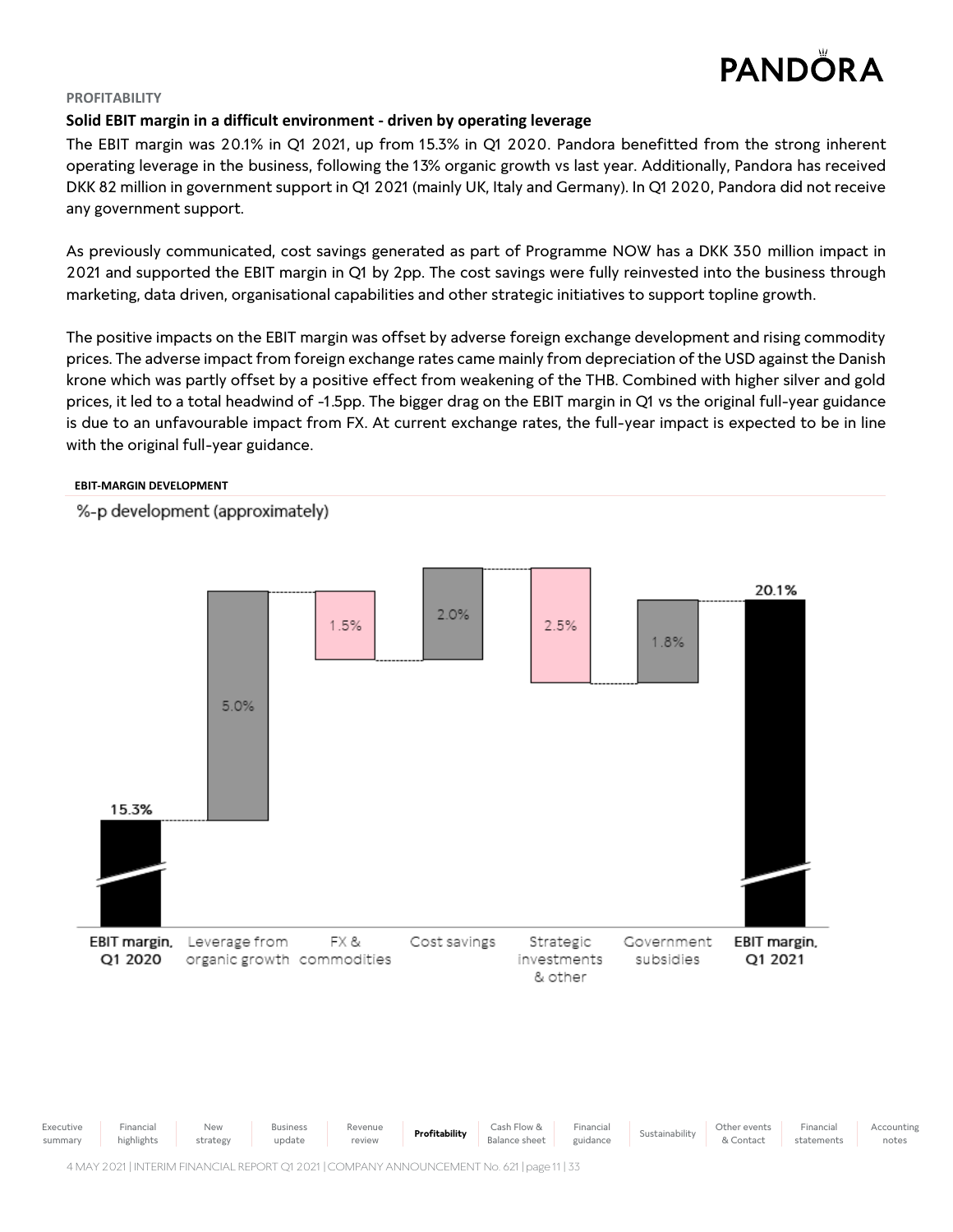PROFITABILITY

## Solid EBIT margin in a difficult environment - driven by operating leverage

The EBIT margin was 20.1% in Q1 2021, up from 15.3% in Q1 2020. Pandora benefitted from the strong inherent operating leverage in the business, following the 13% organic growth vs last year. Additionally, Pandora has received DKK 82 million in government support in Q1 2021 (mainly UK, Italy and Germany). In Q1 2020, Pandora did not receive any government support.

As previously communicated, cost savings generated as part of Programme NOW has a DKK 350 million impact in 2021 and supported the EBIT margin in Q1 by 2pp. The cost savings were fully reinvested into the business through marketing, data driven, organisational capabilities and other strategic initiatives to support topline growth.

The positive impacts on the EBIT margin was offset by adverse foreign exchange development and rising commodity prices. The adverse impact from foreign exchange rates came mainly from depreciation of the USD against the Danish krone which was partly offset by a positive effect from weakening of the THB. Combined with higher silver and gold prices, it led to a total headwind of -1.5pp. The bigger drag on the EBIT margin in Q1 vs the original full-year guidance is due to an unfavourable impact from FX. At current exchange rates, the full-year impact is expected to be in line with the original full-year guidance.

EBIT-MARGIN DEVELOPMENT

%-p development (approximately)

| EBIT margin, Q1 2020 | Leverage from organic growth | FX & commodities | Cost savings | Strategic investments & other | Government subsidies | EBIT margin, Q1 2021 |
|---|---|---|---|---|---|---|
| 15.3% | 5.0% | 1.5% | 2.0% | 2.5% | 1.8% | 20.1% |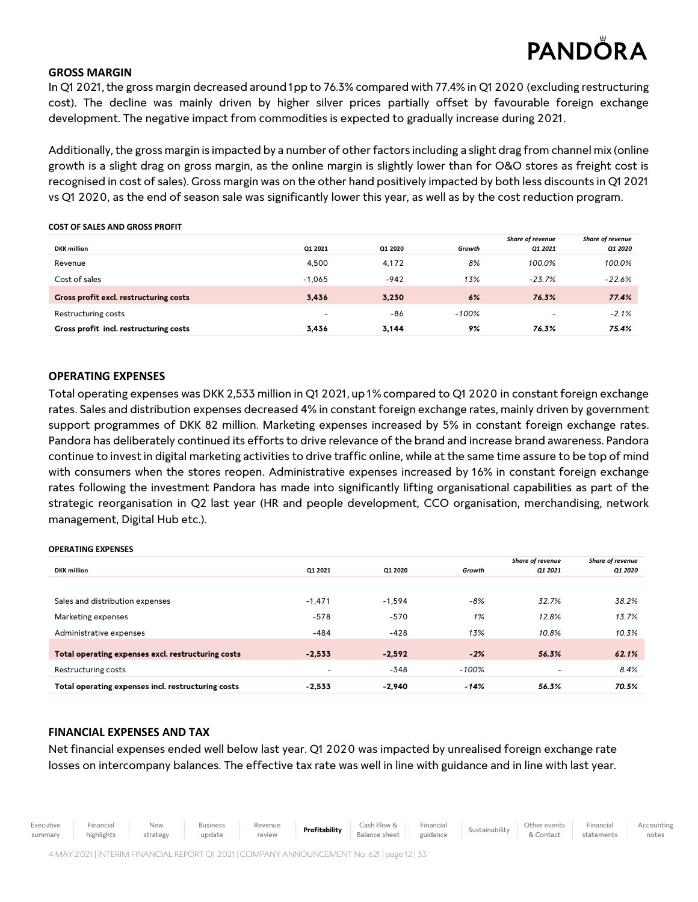## GROSS MARGIN

In Q1 2021, the gross margin decreased around 1pp to 76.3% compared with 77.4% in Q1 2020 (excluding restructuring cost). The decline was mainly driven by higher silver prices partially offset by favourable foreign exchange development. The negative impact from commodities is expected to gradually increase during 2021.

Additionally, the gross margin is impacted by a number of other factors including a slight drag from channel mix (online growth is a slight drag on gross margin, as the online margin is slightly lower than for O&O stores as freight cost is recognised in cost of sales). Gross margin was on the other hand positively impacted by both less discounts in Q1 2021 vs Q1 2020, as the end of season sale was significantly lower this year, as well as by the cost reduction program.

**COST OF SALES AND GROSS PROFIT**

| DKK million | Q1 2021 | Q1 2020 | *Growth* | *Share of revenue Q1 2021* | *Share of revenue Q1 2020* |
|---|---|---|---|---|---|
| Revenue | 4,500 | 4,172 | *8%* | *100.0%* | *100.0%* |
| Cost of sales | -1,065 | -942 | *13%* | *-23.7%* | *-22.6%* |
| **Gross profit excl. restructuring costs** | **3,436** | **3,230** | ***6%*** | ***76.3%*** | ***77.4%*** |
| Restructuring costs | - | -86 | *-100%* | - | *-2.1%* |
| **Gross profit incl. restructuring costs** | **3,436** | **3,144** | ***9%*** | ***76.3%*** | ***75.4%*** |

## OPERATING EXPENSES

Total operating expenses was DKK 2,533 million in Q1 2021, up 1% compared to Q1 2020 in constant foreign exchange rates. Sales and distribution expenses decreased 4% in constant foreign exchange rates, mainly driven by government support programmes of DKK 82 million. Marketing expenses increased by 5% in constant foreign exchange rates. Pandora has deliberately continued its efforts to drive relevance of the brand and increase brand awareness. Pandora continue to invest in digital marketing activities to drive traffic online, while at the same time assure to be top of mind with consumers when the stores reopen. Administrative expenses increased by 16% in constant foreign exchange rates following the investment Pandora has made into significantly lifting organisational capabilities as part of the strategic reorganisation in Q2 last year (HR and people development, CCO organisation, merchandising, network management, Digital Hub etc.).

**OPERATING EXPENSES**

| DKK million | Q1 2021 | Q1 2020 | *Growth* | *Share of revenue Q1 2021* | *Share of revenue Q1 2020* |
|---|---|---|---|---|---|
| Sales and distribution expenses | -1,471 | -1,594 | *-8%* | *32.7%* | *38.2%* |
| Marketing expenses | -578 | -570 | *1%* | *12.8%* | *13.7%* |
| Administrative expenses | -484 | -428 | *13%* | *10.8%* | *10.3%* |
| **Total operating expenses excl. restructuring costs** | **-2,533** | **-2,592** | ***-2%*** | ***56.3%*** | ***62.1%*** |
| Restructuring costs | - | -348 | *-100%* | - | *8.4%* |
| **Total operating expenses incl. restructuring costs** | **-2,533** | **-2,940** | ***-14%*** | ***56.3%*** | ***70.5%*** |

## FINANCIAL EXPENSES AND TAX

Net financial expenses ended well below last year. Q1 2020 was impacted by unrealised foreign exchange rate losses on intercompany balances. The effective tax rate was well in line with guidance and in line with last year.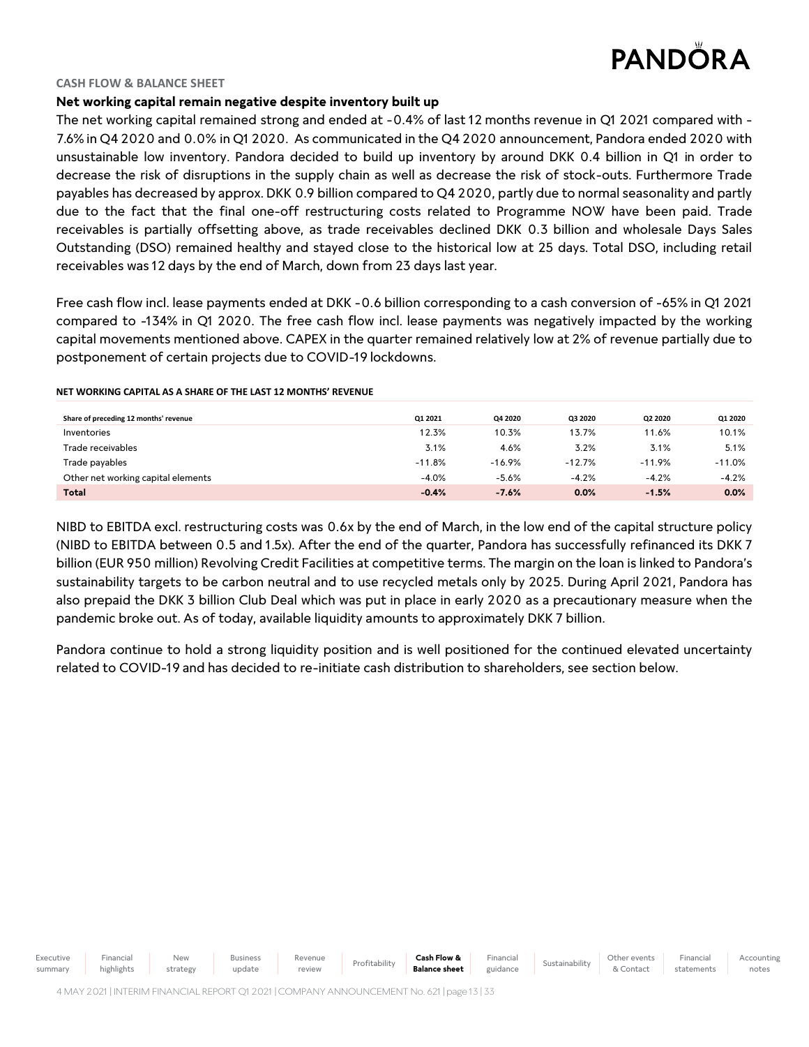## CASH FLOW & BALANCE SHEET

### Net working capital remain negative despite inventory built up

The net working capital remained strong and ended at -0.4% of last 12 months revenue in Q1 2021 compared with -7.6% in Q4 2020 and 0.0% in Q1 2020. As communicated in the Q4 2020 announcement, Pandora ended 2020 with unsustainable low inventory. Pandora decided to build up inventory by around DKK 0.4 billion in Q1 in order to decrease the risk of disruptions in the supply chain as well as decrease the risk of stock-outs. Furthermore Trade payables has decreased by approx. DKK 0.9 billion compared to Q4 2020, partly due to normal seasonality and partly due to the fact that the final one-off restructuring costs related to Programme NOW have been paid. Trade receivables is partially offsetting above, as trade receivables declined DKK 0.3 billion and wholesale Days Sales Outstanding (DSO) remained healthy and stayed close to the historical low at 25 days. Total DSO, including retail receivables was 12 days by the end of March, down from 23 days last year.

Free cash flow incl. lease payments ended at DKK -0.6 billion corresponding to a cash conversion of -65% in Q1 2021 compared to -134% in Q1 2020. The free cash flow incl. lease payments was negatively impacted by the working capital movements mentioned above. CAPEX in the quarter remained relatively low at 2% of revenue partially due to postponement of certain projects due to COVID-19 lockdowns.

**NET WORKING CAPITAL AS A SHARE OF THE LAST 12 MONTHS' REVENUE**

| Share of preceding 12 months' revenue | Q1 2021 | Q4 2020 | Q3 2020 | Q2 2020 | Q1 2020 |
|---|---|---|---|---|---|
| Inventories | 12.3% | 10.3% | 13.7% | 11.6% | 10.1% |
| Trade receivables | 3.1% | 4.6% | 3.2% | 3.1% | 5.1% |
| Trade payables | -11.8% | -16.9% | -12.7% | -11.9% | -11.0% |
| Other net working capital elements | -4.0% | -5.6% | -4.2% | -4.2% | -4.2% |
| **Total** | **-0.4%** | **-7.6%** | **0.0%** | **-1.5%** | **0.0%** |

NIBD to EBITDA excl. restructuring costs was 0.6x by the end of March, in the low end of the capital structure policy (NIBD to EBITDA between 0.5 and 1.5x). After the end of the quarter, Pandora has successfully refinanced its DKK 7 billion (EUR 950 million) Revolving Credit Facilities at competitive terms. The margin on the loan is linked to Pandora's sustainability targets to be carbon neutral and to use recycled metals only by 2025. During April 2021, Pandora has also prepaid the DKK 3 billion Club Deal which was put in place in early 2020 as a precautionary measure when the pandemic broke out. As of today, available liquidity amounts to approximately DKK 7 billion.

Pandora continue to hold a strong liquidity position and is well positioned for the continued elevated uncertainty related to COVID-19 and has decided to re-initiate cash distribution to shareholders, see section below.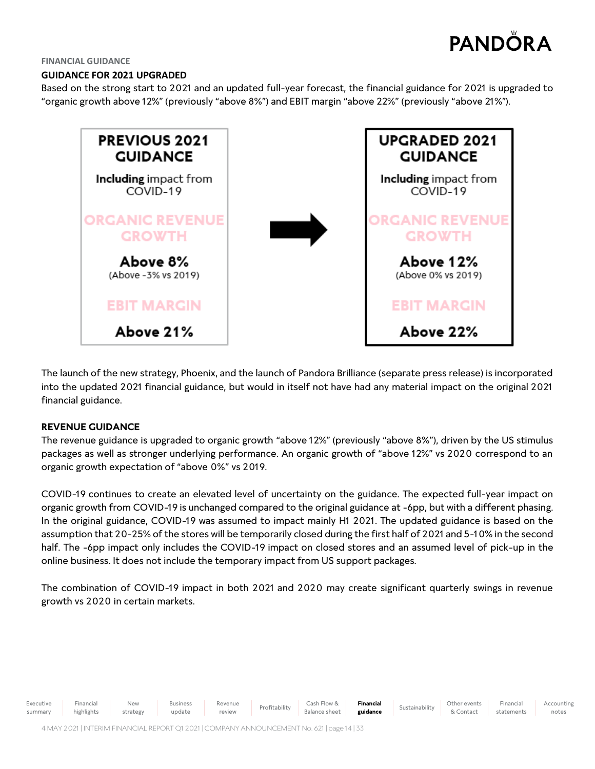FINANCIAL GUIDANCE

## GUIDANCE FOR 2021 UPGRADED

Based on the strong start to 2021 and an updated full-year forecast, the financial guidance for 2021 is upgraded to "organic growth above 12%" (previously "above 8%") and EBIT margin "above 22%" (previously "above 21%").

| PREVIOUS 2021 GUIDANCE | | UPGRADED 2021 GUIDANCE |
|---|---|---|
| **Including** impact from COVID-19 | → | **Including** impact from COVID-19 |
| ORGANIC REVENUE GROWTH | | ORGANIC REVENUE GROWTH |
| **Above 8%** (Above -3% vs 2019) | | **Above 12%** (Above 0% vs 2019) |
| EBIT MARGIN | | EBIT MARGIN |
| **Above 21%** | | **Above 22%** |

The launch of the new strategy, Phoenix, and the launch of Pandora Brilliance (separate press release) is incorporated into the updated 2021 financial guidance, but would in itself not have had any material impact on the original 2021 financial guidance.

### REVENUE GUIDANCE

The revenue guidance is upgraded to organic growth "above 12%" (previously "above 8%"), driven by the US stimulus packages as well as stronger underlying performance. An organic growth of "above 12%" vs 2020 correspond to an organic growth expectation of "above 0%" vs 2019.

COVID-19 continues to create an elevated level of uncertainty on the guidance. The expected full-year impact on organic growth from COVID-19 is unchanged compared to the original guidance at -6pp, but with a different phasing. In the original guidance, COVID-19 was assumed to impact mainly H1 2021. The updated guidance is based on the assumption that 20-25% of the stores will be temporarily closed during the first half of 2021 and 5-10% in the second half. The -6pp impact only includes the COVID-19 impact on closed stores and an assumed level of pick-up in the online business. It does not include the temporary impact from US support packages.

The combination of COVID-19 impact in both 2021 and 2020 may create significant quarterly swings in revenue growth vs 2020 in certain markets.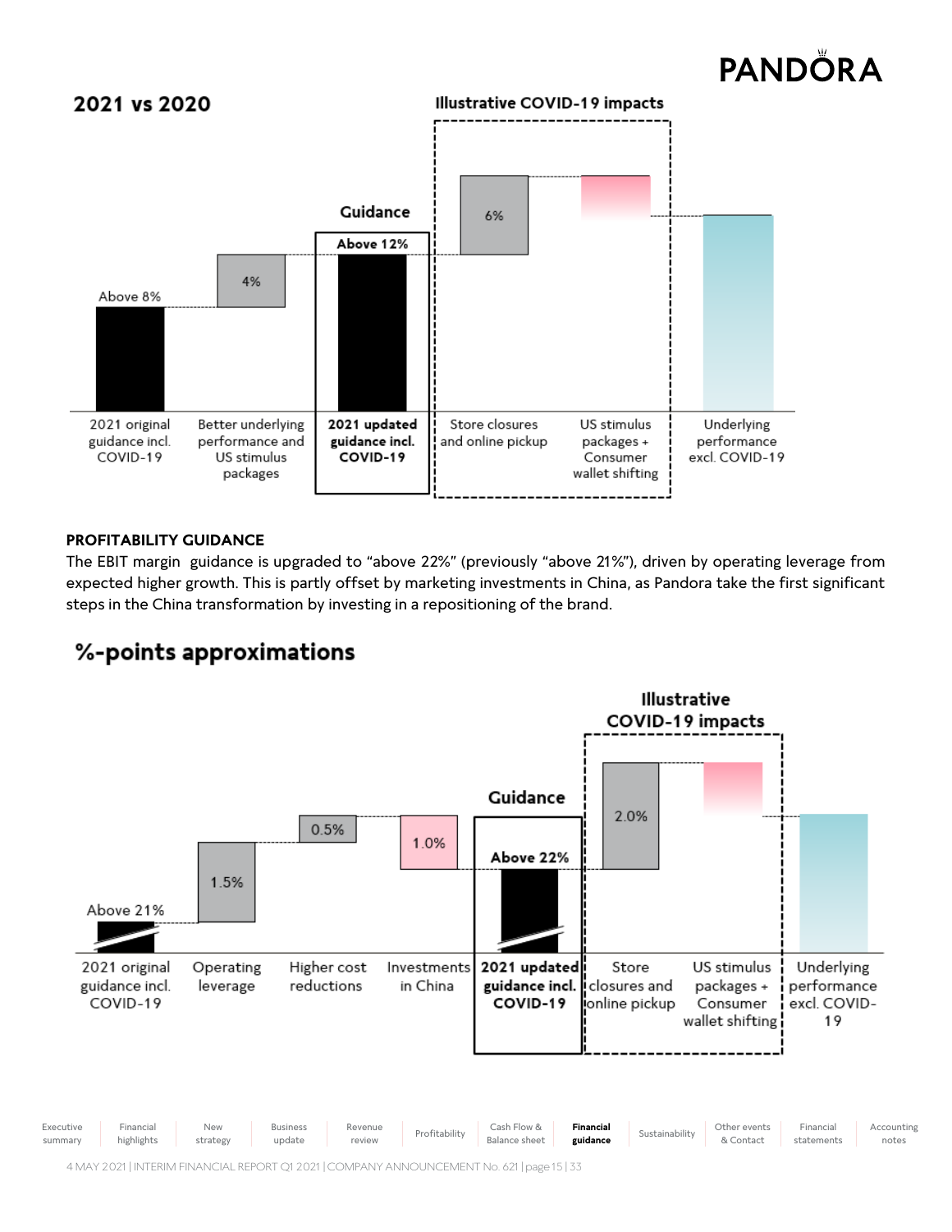## 2021 vs 2020

**Illustrative COVID-19 impacts**

**Guidance**

| 2021 original guidance incl. COVID-19 | Better underlying performance and US stimulus packages | **2021 updated guidance incl. COVID-19** | Store closures and online pickup | US stimulus packages + Consumer wallet shifting | Underlying performance excl. COVID-19 |
|---|---|---|---|---|---|
| Above 8% | 4% | **Above 12%** | 6% | | |

**PROFITABILITY GUIDANCE**

The EBIT margin guidance is upgraded to "above 22%" (previously "above 21%"), driven by operating leverage from expected higher growth. This is partly offset by marketing investments in China, as Pandora take the first significant steps in the China transformation by investing in a repositioning of the brand.

## %-points approximations

**Illustrative COVID-19 impacts**

**Guidance**

| 2021 original guidance incl. COVID-19 | Operating leverage | Higher cost reductions | Investments in China | **2021 updated guidance incl. COVID-19** | Store closures and online pickup | US stimulus packages + Consumer wallet shifting | Underlying performance excl. COVID-19 |
|---|---|---|---|---|---|---|---|
| Above 21% | 1.5% | 0.5% | 1.0% | **Above 22%** | 2.0% | | |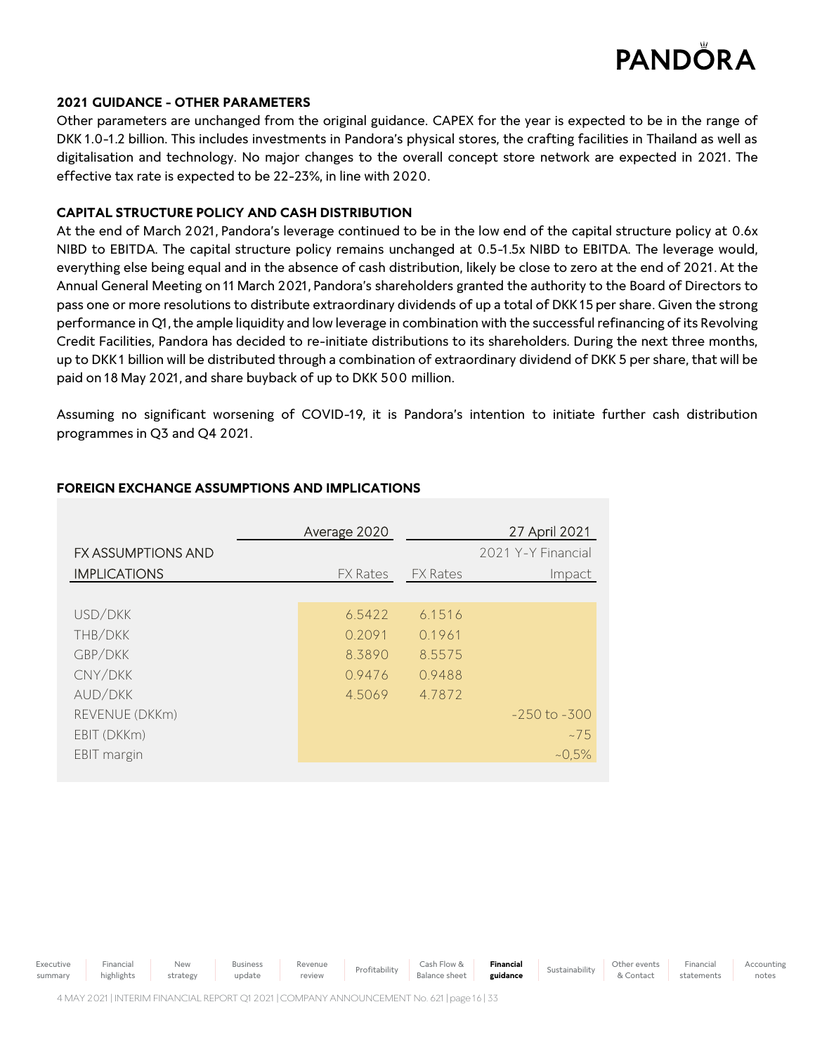**2021 GUIDANCE - OTHER PARAMETERS**

Other parameters are unchanged from the original guidance. CAPEX for the year is expected to be in the range of DKK 1.0-1.2 billion. This includes investments in Pandora's physical stores, the crafting facilities in Thailand as well as digitalisation and technology. No major changes to the overall concept store network are expected in 2021. The effective tax rate is expected to be 22-23%, in line with 2020.

**CAPITAL STRUCTURE POLICY AND CASH DISTRIBUTION**

At the end of March 2021, Pandora's leverage continued to be in the low end of the capital structure policy at 0.6x NIBD to EBITDA. The capital structure policy remains unchanged at 0.5-1.5x NIBD to EBITDA. The leverage would, everything else being equal and in the absence of cash distribution, likely be close to zero at the end of 2021. At the Annual General Meeting on 11 March 2021, Pandora's shareholders granted the authority to the Board of Directors to pass one or more resolutions to distribute extraordinary dividends of up a total of DKK 15 per share. Given the strong performance in Q1, the ample liquidity and low leverage in combination with the successful refinancing of its Revolving Credit Facilities, Pandora has decided to re-initiate distributions to its shareholders. During the next three months, up to DKK 1 billion will be distributed through a combination of extraordinary dividend of DKK 5 per share, that will be paid on 18 May 2021, and share buyback of up to DKK 500 million.

Assuming no significant worsening of COVID-19, it is Pandora's intention to initiate further cash distribution programmes in Q3 and Q4 2021.

**FOREIGN EXCHANGE ASSUMPTIONS AND IMPLICATIONS**

| FX ASSUMPTIONS AND IMPLICATIONS | Average 2020<br>FX Rates | 27 April 2021<br>FX Rates | 27 April 2021<br>2021 Y-Y Financial Impact |
|---|---|---|---|
| USD/DKK | 6.5422 | 6.1516 | |
| THB/DKK | 0.2091 | 0.1961 | |
| GBP/DKK | 8.3890 | 8.5575 | |
| CNY/DKK | 0.9476 | 0.9488 | |
| AUD/DKK | 4.5069 | 4.7872 | |
| REVENUE (DKKm) | | | -250 to -300 |
| EBIT (DKKm) | | | ~75 |
| EBIT margin | | | ~0,5% |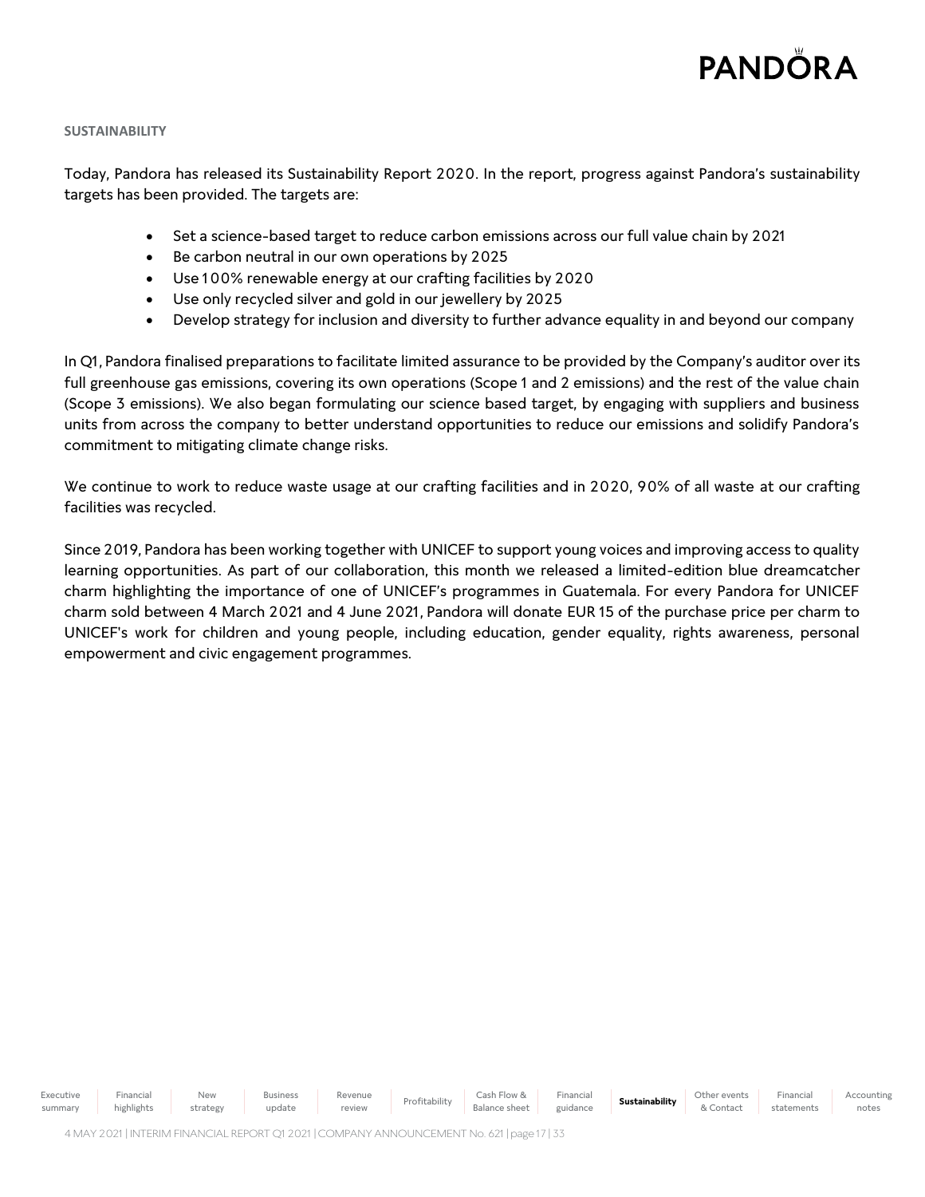## SUSTAINABILITY

Today, Pandora has released its Sustainability Report 2020. In the report, progress against Pandora's sustainability targets has been provided. The targets are:

- Set a science-based target to reduce carbon emissions across our full value chain by 2021
- Be carbon neutral in our own operations by 2025
- Use 100% renewable energy at our crafting facilities by 2020
- Use only recycled silver and gold in our jewellery by 2025
- Develop strategy for inclusion and diversity to further advance equality in and beyond our company

In Q1, Pandora finalised preparations to facilitate limited assurance to be provided by the Company's auditor over its full greenhouse gas emissions, covering its own operations (Scope 1 and 2 emissions) and the rest of the value chain (Scope 3 emissions). We also began formulating our science based target, by engaging with suppliers and business units from across the company to better understand opportunities to reduce our emissions and solidify Pandora's commitment to mitigating climate change risks.

We continue to work to reduce waste usage at our crafting facilities and in 2020, 90% of all waste at our crafting facilities was recycled.

Since 2019, Pandora has been working together with UNICEF to support young voices and improving access to quality learning opportunities. As part of our collaboration, this month we released a limited-edition blue dreamcatcher charm highlighting the importance of one of UNICEF's programmes in Guatemala. For every Pandora for UNICEF charm sold between 4 March 2021 and 4 June 2021, Pandora will donate EUR 15 of the purchase price per charm to UNICEF's work for children and young people, including education, gender equality, rights awareness, personal empowerment and civic engagement programmes.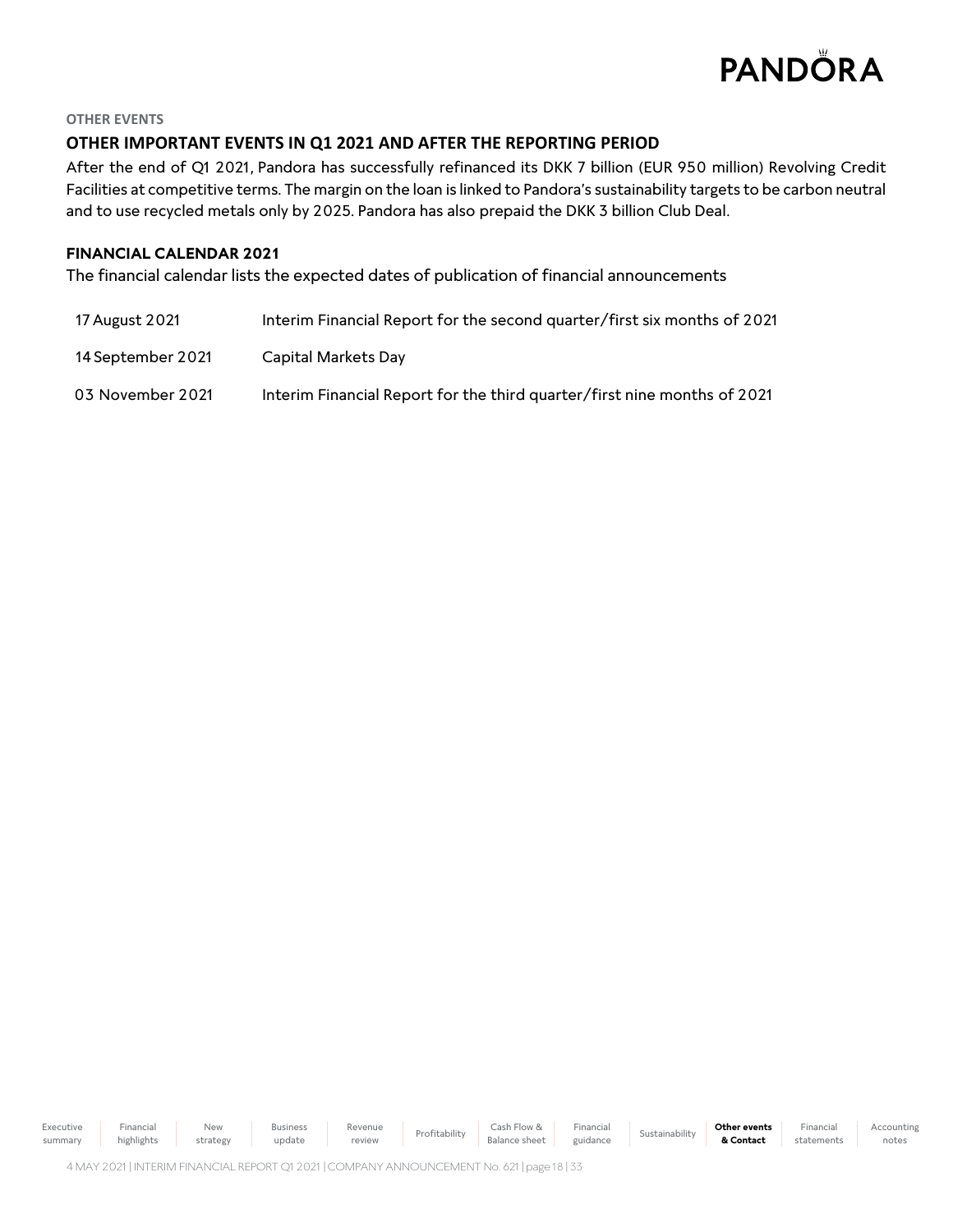OTHER EVENTS

## OTHER IMPORTANT EVENTS IN Q1 2021 AND AFTER THE REPORTING PERIOD

After the end of Q1 2021, Pandora has successfully refinanced its DKK 7 billion (EUR 950 million) Revolving Credit Facilities at competitive terms. The margin on the loan is linked to Pandora's sustainability targets to be carbon neutral and to use recycled metals only by 2025. Pandora has also prepaid the DKK 3 billion Club Deal.

## FINANCIAL CALENDAR 2021

The financial calendar lists the expected dates of publication of financial announcements

| | |
|---|---|
| 17 August 2021 | Interim Financial Report for the second quarter/first six months of 2021 |
| 14 September 2021 | Capital Markets Day |
| 03 November 2021 | Interim Financial Report for the third quarter/first nine months of 2021 |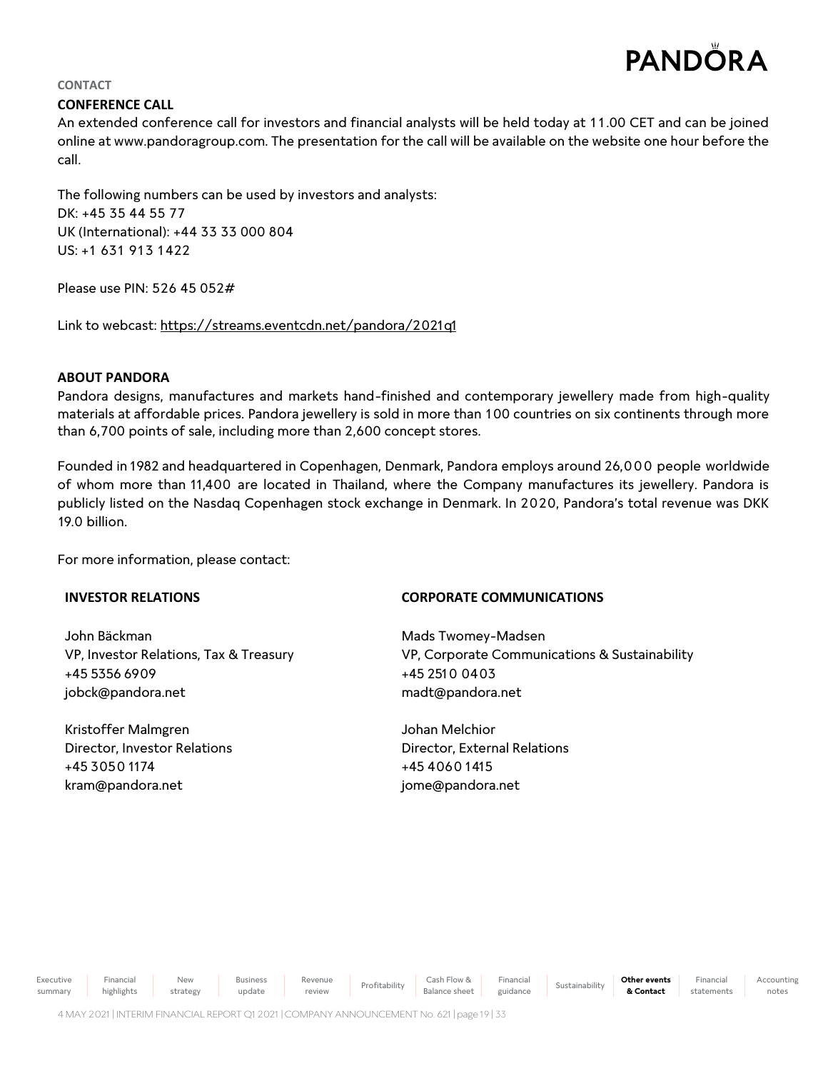CONTACT

## CONFERENCE CALL

An extended conference call for investors and financial analysts will be held today at 11.00 CET and can be joined online at www.pandoragroup.com. The presentation for the call will be available on the website one hour before the call.

The following numbers can be used by investors and analysts:
DK: +45 35 44 55 77
UK (International): +44 33 33 000 804
US: +1 631 913 1422

Please use PIN: 526 45 052#

Link to webcast: https://streams.eventcdn.net/pandora/2021q1

## ABOUT PANDORA

Pandora designs, manufactures and markets hand-finished and contemporary jewellery made from high-quality materials at affordable prices. Pandora jewellery is sold in more than 100 countries on six continents through more than 6,700 points of sale, including more than 2,600 concept stores.

Founded in 1982 and headquartered in Copenhagen, Denmark, Pandora employs around 26,000 people worldwide of whom more than 11,400 are located in Thailand, where the Company manufactures its jewellery. Pandora is publicly listed on the Nasdaq Copenhagen stock exchange in Denmark. In 2020, Pandora's total revenue was DKK 19.0 billion.

For more information, please contact:

### INVESTOR RELATIONS

John Bäckman
VP, Investor Relations, Tax & Treasury
+45 5356 6909
jobck@pandora.net

Kristoffer Malmgren
Director, Investor Relations
+45 3050 1174
kram@pandora.net

### CORPORATE COMMUNICATIONS

Mads Twomey-Madsen
VP, Corporate Communications & Sustainability
+45 2510 0403
madt@pandora.net

Johan Melchior
Director, External Relations
+45 4060 1415
jome@pandora.net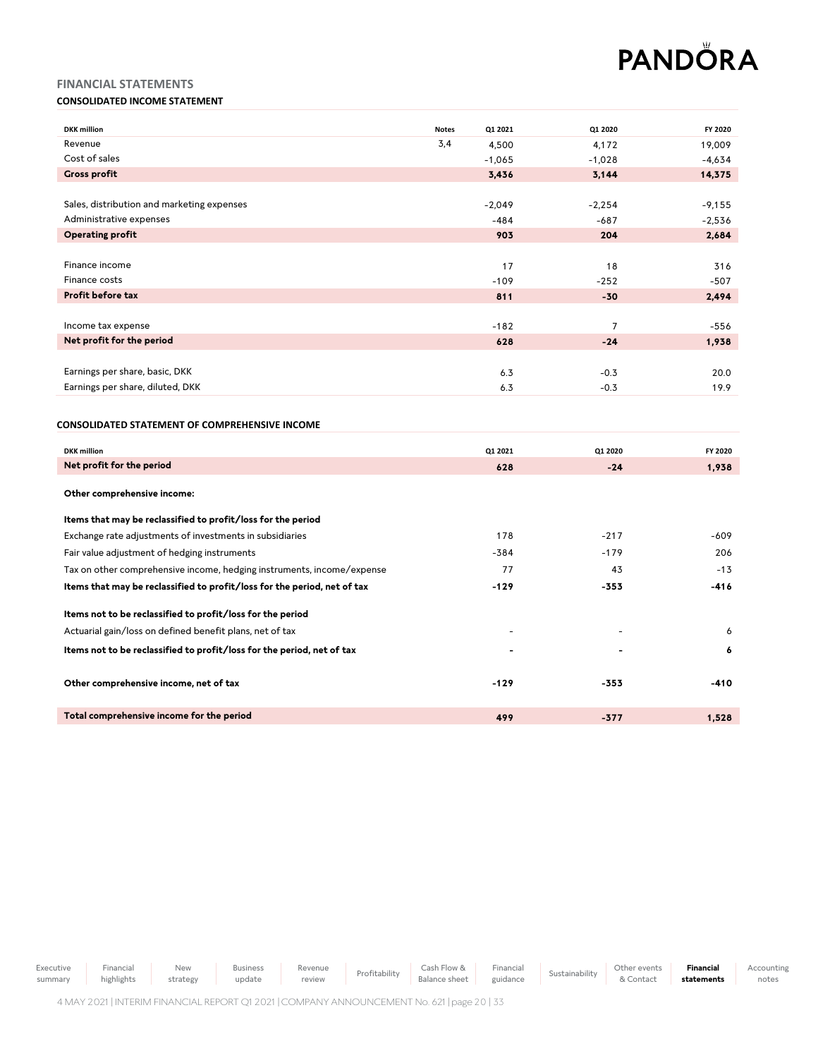## FINANCIAL STATEMENTS

### CONSOLIDATED INCOME STATEMENT

| DKK million | Notes | Q1 2021 | Q1 2020 | FY 2020 |
|---|---|---|---|---|
| Revenue | 3,4 | 4,500 | 4,172 | 19,009 |
| Cost of sales | | -1,065 | -1,028 | -4,634 |
| **Gross profit** | | **3,436** | **3,144** | **14,375** |
| | | | | |
| Sales, distribution and marketing expenses | | -2,049 | -2,254 | -9,155 |
| Administrative expenses | | -484 | -687 | -2,536 |
| **Operating profit** | | **903** | **204** | **2,684** |
| | | | | |
| Finance income | | 17 | 18 | 316 |
| Finance costs | | -109 | -252 | -507 |
| **Profit before tax** | | **811** | **-30** | **2,494** |
| | | | | |
| Income tax expense | | -182 | 7 | -556 |
| **Net profit for the period** | | **628** | **-24** | **1,938** |
| | | | | |
| Earnings per share, basic, DKK | | 6.3 | -0.3 | 20.0 |
| Earnings per share, diluted, DKK | | 6.3 | -0.3 | 19.9 |

### CONSOLIDATED STATEMENT OF COMPREHENSIVE INCOME

| DKK million | Q1 2021 | Q1 2020 | FY 2020 |
|---|---|---|---|
| **Net profit for the period** | **628** | **-24** | **1,938** |
| | | | |
| **Other comprehensive income:** | | | |
| | | | |
| **Items that may be reclassified to profit/loss for the period** | | | |
| Exchange rate adjustments of investments in subsidiaries | 178 | -217 | -609 |
| Fair value adjustment of hedging instruments | -384 | -179 | 206 |
| Tax on other comprehensive income, hedging instruments, income/expense | 77 | 43 | -13 |
| **Items that may be reclassified to profit/loss for the period, net of tax** | **-129** | **-353** | **-416** |
| | | | |
| **Items not to be reclassified to profit/loss for the period** | | | |
| Actuarial gain/loss on defined benefit plans, net of tax | - | - | 6 |
| **Items not to be reclassified to profit/loss for the period, net of tax** | **-** | **-** | **6** |
| | | | |
| **Other comprehensive income, net of tax** | **-129** | **-353** | **-410** |
| | | | |
| **Total comprehensive income for the period** | **499** | **-377** | **1,528** |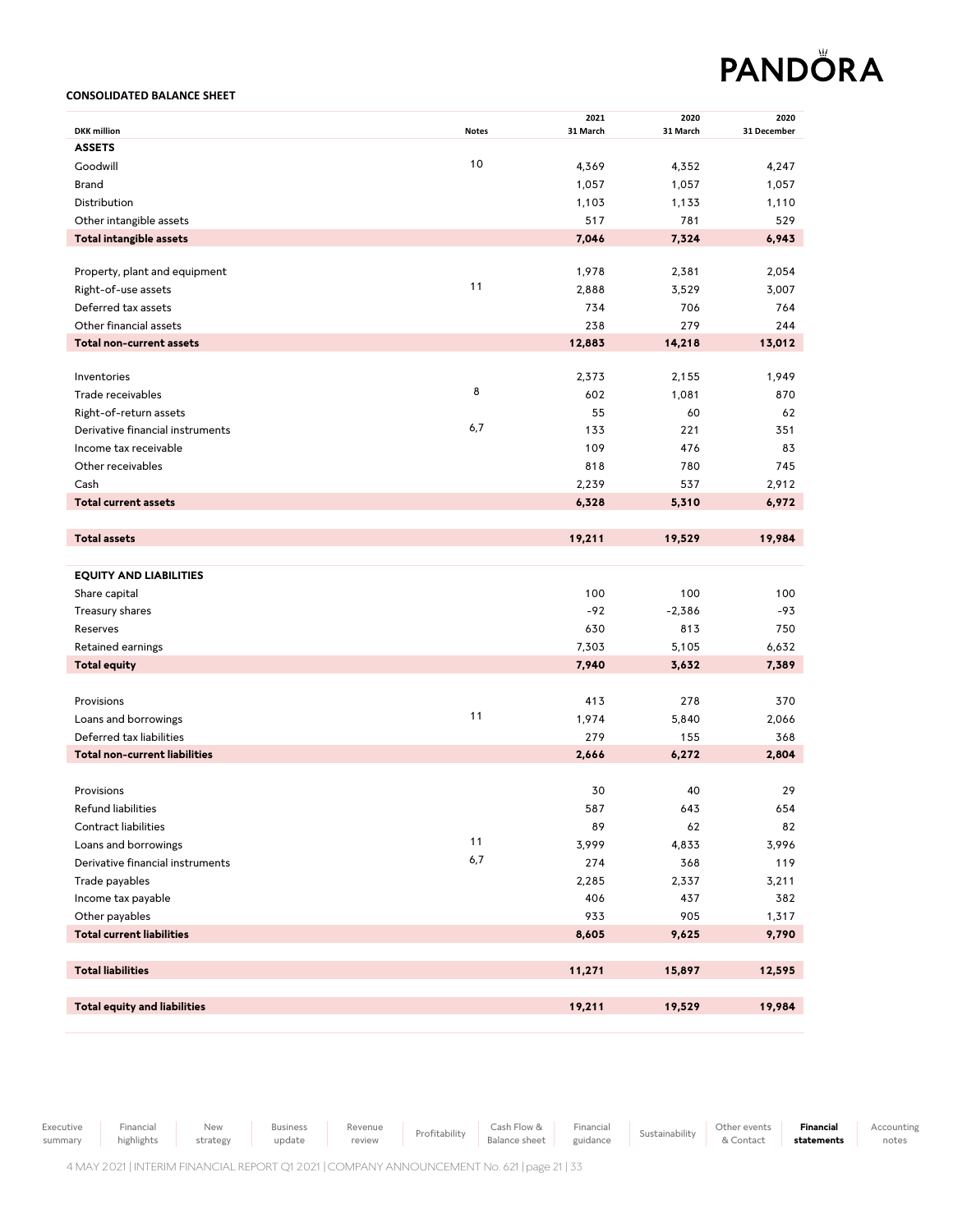**CONSOLIDATED BALANCE SHEET**

| DKK million | Notes | 2021 31 March | 2020 31 March | 2020 31 December |
|---|---|---|---|---|
| **ASSETS** | | | | |
| Goodwill | 10 | 4,369 | 4,352 | 4,247 |
| Brand | | 1,057 | 1,057 | 1,057 |
| Distribution | | 1,103 | 1,133 | 1,110 |
| Other intangible assets | | 517 | 781 | 529 |
| **Total intangible assets** | | **7,046** | **7,324** | **6,943** |
| | | | | |
| Property, plant and equipment | | 1,978 | 2,381 | 2,054 |
| Right-of-use assets | 11 | 2,888 | 3,529 | 3,007 |
| Deferred tax assets | | 734 | 706 | 764 |
| Other financial assets | | 238 | 279 | 244 |
| **Total non-current assets** | | **12,883** | **14,218** | **13,012** |
| | | | | |
| Inventories | | 2,373 | 2,155 | 1,949 |
| Trade receivables | 8 | 602 | 1,081 | 870 |
| Right-of-return assets | | 55 | 60 | 62 |
| Derivative financial instruments | 6,7 | 133 | 221 | 351 |
| Income tax receivable | | 109 | 476 | 83 |
| Other receivables | | 818 | 780 | 745 |
| Cash | | 2,239 | 537 | 2,912 |
| **Total current assets** | | **6,328** | **5,310** | **6,972** |
| | | | | |
| **Total assets** | | **19,211** | **19,529** | **19,984** |
| | | | | |
| **EQUITY AND LIABILITIES** | | | | |
| Share capital | | 100 | 100 | 100 |
| Treasury shares | | -92 | -2,386 | -93 |
| Reserves | | 630 | 813 | 750 |
| Retained earnings | | 7,303 | 5,105 | 6,632 |
| **Total equity** | | **7,940** | **3,632** | **7,389** |
| | | | | |
| Provisions | | 413 | 278 | 370 |
| Loans and borrowings | 11 | 1,974 | 5,840 | 2,066 |
| Deferred tax liabilities | | 279 | 155 | 368 |
| **Total non-current liabilities** | | **2,666** | **6,272** | **2,804** |
| | | | | |
| Provisions | | 30 | 40 | 29 |
| Refund liabilities | | 587 | 643 | 654 |
| Contract liabilities | | 89 | 62 | 82 |
| Loans and borrowings | 11 | 3,999 | 4,833 | 3,996 |
| Derivative financial instruments | 6,7 | 274 | 368 | 119 |
| Trade payables | | 2,285 | 2,337 | 3,211 |
| Income tax payable | | 406 | 437 | 382 |
| Other payables | | 933 | 905 | 1,317 |
| **Total current liabilities** | | **8,605** | **9,625** | **9,790** |
| | | | | |
| **Total liabilities** | | **11,271** | **15,897** | **12,595** |
| | | | | |
| **Total equity and liabilities** | | **19,211** | **19,529** | **19,984** |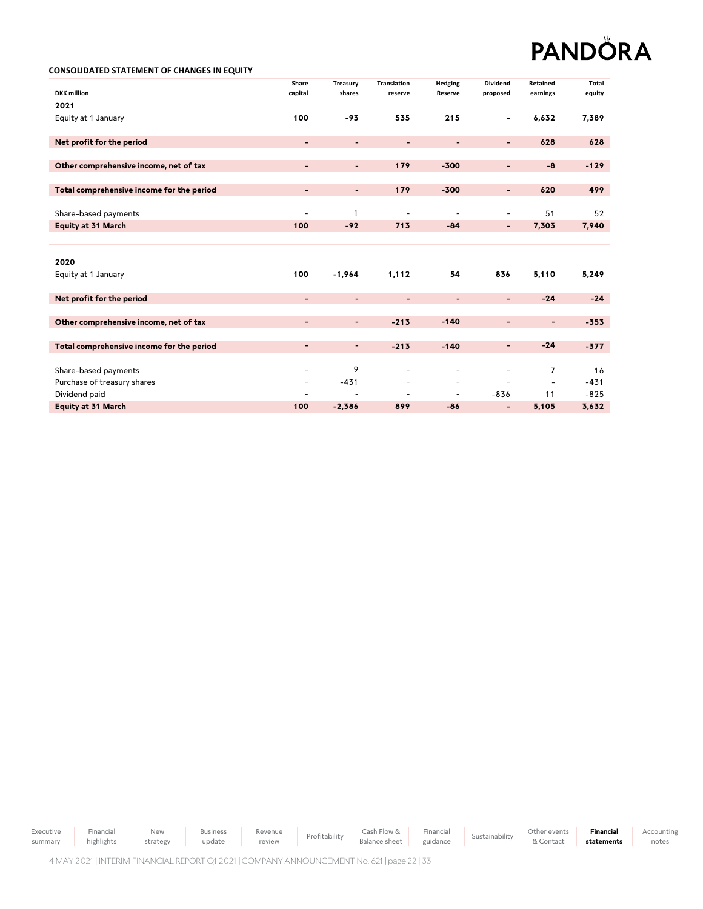## CONSOLIDATED STATEMENT OF CHANGES IN EQUITY

| DKK million | Share capital | Treasury shares | Translation reserve | Hedging Reserve | Dividend proposed | Retained earnings | Total equity |
|---|---|---|---|---|---|---|---|
| **2021** | | | | | | | |
| Equity at 1 January | **100** | **-93** | **535** | **215** | **-** | **6,632** | **7,389** |
| **Net profit for the period** | **-** | **-** | **-** | **-** | **-** | **628** | **628** |
| **Other comprehensive income, net of tax** | **-** | **-** | **179** | **-300** | **-** | **-8** | **-129** |
| **Total comprehensive income for the period** | **-** | **-** | **179** | **-300** | **-** | **620** | **499** |
| Share-based payments | - | 1 | - | - | - | 51 | 52 |
| **Equity at 31 March** | **100** | **-92** | **713** | **-84** | **-** | **7,303** | **7,940** |
| **2020** | | | | | | | |
| Equity at 1 January | **100** | **-1,964** | **1,112** | **54** | **836** | **5,110** | **5,249** |
| **Net profit for the period** | **-** | **-** | **-** | **-** | **-** | **-24** | **-24** |
| **Other comprehensive income, net of tax** | **-** | **-** | **-213** | **-140** | **-** | **-** | **-353** |
| **Total comprehensive income for the period** | **-** | **-** | **-213** | **-140** | **-** | **-24** | **-377** |
| Share-based payments | - | 9 | - | - | - | 7 | 16 |
| Purchase of treasury shares | - | -431 | - | - | - | - | -431 |
| Dividend paid | - | - | - | - | -836 | 11 | -825 |
| **Equity at 31 March** | **100** | **-2,386** | **899** | **-86** | **-** | **5,105** | **3,632** |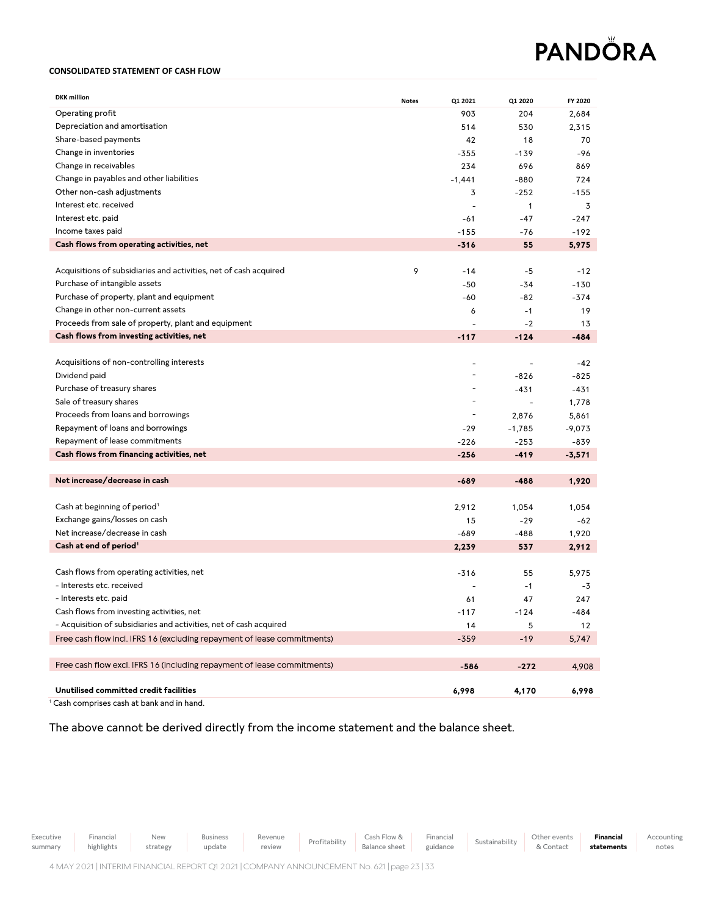**CONSOLIDATED STATEMENT OF CASH FLOW**

| DKK million | Notes | Q1 2021 | Q1 2020 | FY 2020 |
|---|---|---|---|---|
| Operating profit | | 903 | 204 | 2,684 |
| Depreciation and amortisation | | 514 | 530 | 2,315 |
| Share-based payments | | 42 | 18 | 70 |
| Change in inventories | | -355 | -139 | -96 |
| Change in receivables | | 234 | 696 | 869 |
| Change in payables and other liabilities | | -1,441 | -880 | 724 |
| Other non-cash adjustments | | 3 | -252 | -155 |
| Interest etc. received | | - | 1 | 3 |
| Interest etc. paid | | -61 | -47 | -247 |
| Income taxes paid | | -155 | -76 | -192 |
| **Cash flows from operating activities, net** | | **-316** | **55** | **5,975** |
| | | | | |
| Acquisitions of subsidiaries and activities, net of cash acquired | 9 | -14 | -5 | -12 |
| Purchase of intangible assets | | -50 | -34 | -130 |
| Purchase of property, plant and equipment | | -60 | -82 | -374 |
| Change in other non-current assets | | 6 | -1 | 19 |
| Proceeds from sale of property, plant and equipment | | - | -2 | 13 |
| **Cash flows from investing activities, net** | | **-117** | **-124** | **-484** |
| | | | | |
| Acquisitions of non-controlling interests | | - | - | -42 |
| Dividend paid | | - | -826 | -825 |
| Purchase of treasury shares | | - | -431 | -431 |
| Sale of treasury shares | | - | - | 1,778 |
| Proceeds from loans and borrowings | | - | 2,876 | 5,861 |
| Repayment of loans and borrowings | | -29 | -1,785 | -9,073 |
| Repayment of lease commitments | | -226 | -253 | -839 |
| **Cash flows from financing activities, net** | | **-256** | **-419** | **-3,571** |
| | | | | |
| **Net increase/decrease in cash** | | **-689** | **-488** | **1,920** |
| | | | | |
| Cash at beginning of period[1] | | 2,912 | 1,054 | 1,054 |
| Exchange gains/losses on cash | | 15 | -29 | -62 |
| Net increase/decrease in cash | | -689 | -488 | 1,920 |
| **Cash at end of period[1]** | | **2,239** | **537** | **2,912** |
| | | | | |
| Cash flows from operating activities, net | | -316 | 55 | 5,975 |
| - Interests etc. received | | - | -1 | -3 |
| - Interests etc. paid | | 61 | 47 | 247 |
| Cash flows from investing activities, net | | -117 | -124 | -484 |
| - Acquisition of subsidiaries and activities, net of cash acquired | | 14 | 5 | 12 |
| Free cash flow incl. IFRS 16 (excluding repayment of lease commitments) | | -359 | -19 | 5,747 |
| | | | | |
| Free cash flow excl. IFRS 16 (including repayment of lease commitments) | | **-586** | **-272** | 4,908 |
| | | | | |
| **Unutilised committed credit facilities** | | **6,998** | **4,170** | **6,998** |

[1] Cash comprises cash at bank and in hand.

The above cannot be derived directly from the income statement and the balance sheet.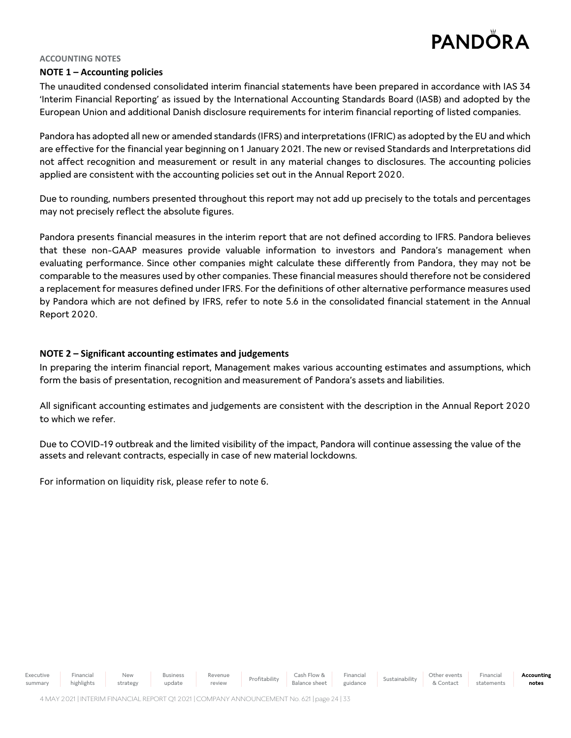ACCOUNTING NOTES

## NOTE 1 – Accounting policies

The unaudited condensed consolidated interim financial statements have been prepared in accordance with IAS 34 'Interim Financial Reporting' as issued by the International Accounting Standards Board (IASB) and adopted by the European Union and additional Danish disclosure requirements for interim financial reporting of listed companies.

Pandora has adopted all new or amended standards (IFRS) and interpretations (IFRIC) as adopted by the EU and which are effective for the financial year beginning on 1 January 2021. The new or revised Standards and Interpretations did not affect recognition and measurement or result in any material changes to disclosures. The accounting policies applied are consistent with the accounting policies set out in the Annual Report 2020.

Due to rounding, numbers presented throughout this report may not add up precisely to the totals and percentages may not precisely reflect the absolute figures.

Pandora presents financial measures in the interim report that are not defined according to IFRS. Pandora believes that these non-GAAP measures provide valuable information to investors and Pandora's management when evaluating performance. Since other companies might calculate these differently from Pandora, they may not be comparable to the measures used by other companies. These financial measures should therefore not be considered a replacement for measures defined under IFRS. For the definitions of other alternative performance measures used by Pandora which are not defined by IFRS, refer to note 5.6 in the consolidated financial statement in the Annual Report 2020.

## NOTE 2 – Significant accounting estimates and judgements

In preparing the interim financial report, Management makes various accounting estimates and assumptions, which form the basis of presentation, recognition and measurement of Pandora's assets and liabilities.

All significant accounting estimates and judgements are consistent with the description in the Annual Report 2020 to which we refer.

Due to COVID-19 outbreak and the limited visibility of the impact, Pandora will continue assessing the value of the assets and relevant contracts, especially in case of new material lockdowns.

For information on liquidity risk, please refer to note 6.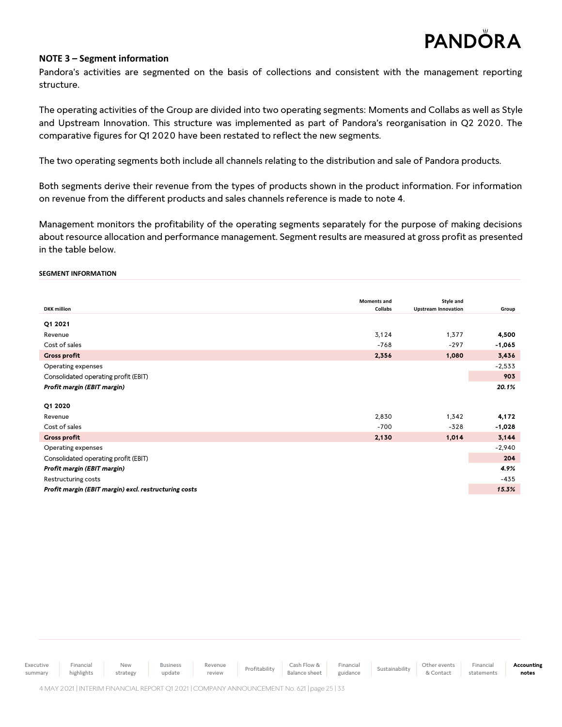## NOTE 3 – Segment information

Pandora's activities are segmented on the basis of collections and consistent with the management reporting structure.

The operating activities of the Group are divided into two operating segments: Moments and Collabs as well as Style and Upstream Innovation. This structure was implemented as part of Pandora's reorganisation in Q2 2020. The comparative figures for Q1 2020 have been restated to reflect the new segments.

The two operating segments both include all channels relating to the distribution and sale of Pandora products.

Both segments derive their revenue from the types of products shown in the product information. For information on revenue from the different products and sales channels reference is made to note 4.

Management monitors the profitability of the operating segments separately for the purpose of making decisions about resource allocation and performance management. Segment results are measured at gross profit as presented in the table below.

**SEGMENT INFORMATION**

| DKK million | Moments and Collabs | Style and Upstream Innovation | Group |
|---|---|---|---|
| **Q1 2021** | | | |
| Revenue | 3,124 | 1,377 | **4,500** |
| Cost of sales | -768 | -297 | **-1,065** |
| **Gross profit** | **2,356** | **1,080** | **3,436** |
| Operating expenses | | | -2,533 |
| Consolidated operating profit (EBIT) | | | **903** |
| ***Profit margin (EBIT margin)*** | | | ***20.1%*** |
| **Q1 2020** | | | |
| Revenue | 2,830 | 1,342 | **4,172** |
| Cost of sales | -700 | -328 | **-1,028** |
| **Gross profit** | **2,130** | **1,014** | **3,144** |
| Operating expenses | | | -2,940 |
| Consolidated operating profit (EBIT) | | | **204** |
| ***Profit margin (EBIT margin)*** | | | ***4.9%*** |
| Restructuring costs | | | -435 |
| ***Profit margin (EBIT margin) excl. restructuring costs*** | | | ***15.3%*** |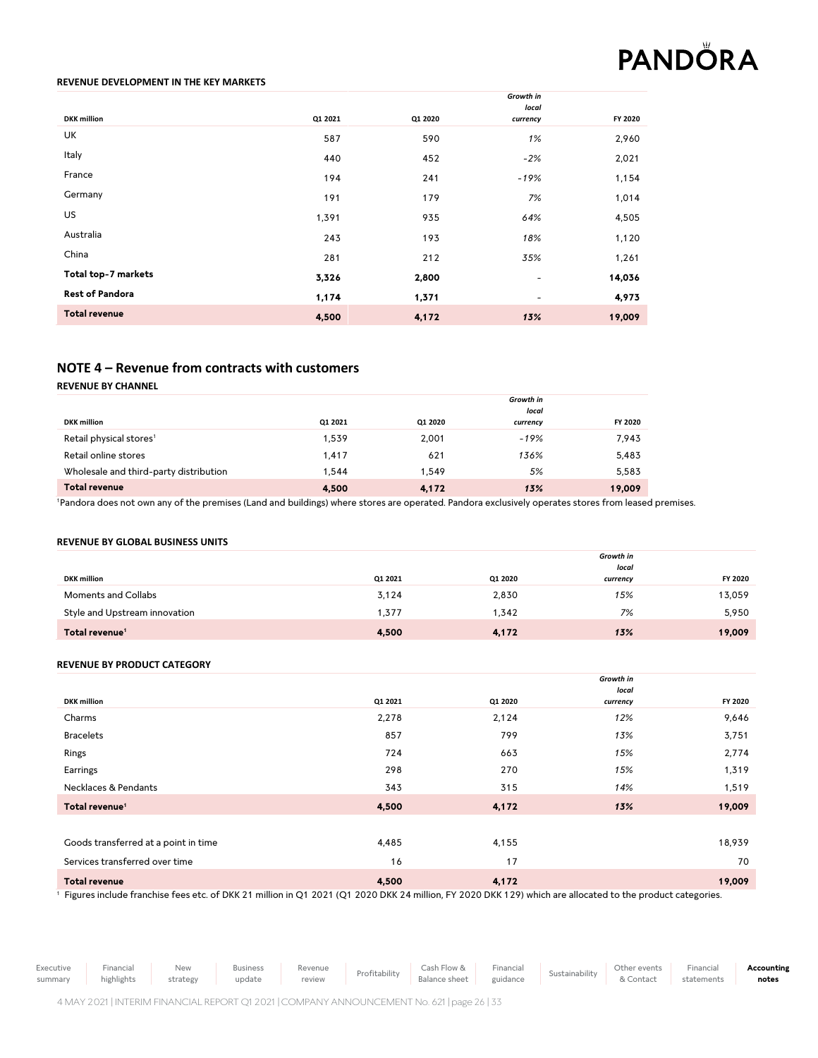**REVENUE DEVELOPMENT IN THE KEY MARKETS**

| DKK million | Q1 2021 | Q1 2020 | *Growth in local currency* | FY 2020 |
|---|---|---|---|---|
| UK | 587 | 590 | *1%* | 2,960 |
| Italy | 440 | 452 | *-2%* | 2,021 |
| France | 194 | 241 | *-19%* | 1,154 |
| Germany | 191 | 179 | *7%* | 1,014 |
| US | 1,391 | 935 | *64%* | 4,505 |
| Australia | 243 | 193 | *18%* | 1,120 |
| China | 281 | 212 | *35%* | 1,261 |
| **Total top-7 markets** | **3,326** | **2,800** | - | **14,036** |
| **Rest of Pandora** | **1,174** | **1,371** | - | **4,973** |
| **Total revenue** | **4,500** | **4,172** | ***13%*** | **19,009** |

## NOTE 4 – Revenue from contracts with customers

**REVENUE BY CHANNEL**

| DKK million | Q1 2021 | Q1 2020 | *Growth in local currency* | FY 2020 |
|---|---|---|---|---|
| Retail physical stores[1] | 1,539 | 2,001 | *-19%* | 7,943 |
| Retail online stores | 1,417 | 621 | *136%* | 5,483 |
| Wholesale and third-party distribution | 1,544 | 1,549 | *5%* | 5,583 |
| **Total revenue** | **4,500** | **4,172** | ***13%*** | **19,009** |

[1]Pandora does not own any of the premises (Land and buildings) where stores are operated. Pandora exclusively operates stores from leased premises.

**REVENUE BY GLOBAL BUSINESS UNITS**

| DKK million | Q1 2021 | Q1 2020 | *Growth in local currency* | FY 2020 |
|---|---|---|---|---|
| Moments and Collabs | 3,124 | 2,830 | *15%* | 13,059 |
| Style and Upstream innovation | 1,377 | 1,342 | *7%* | 5,950 |
| **Total revenue[1]** | **4,500** | **4,172** | ***13%*** | **19,009** |

**REVENUE BY PRODUCT CATEGORY**

| DKK million | Q1 2021 | Q1 2020 | *Growth in local currency* | FY 2020 |
|---|---|---|---|---|
| Charms | 2,278 | 2,124 | *12%* | 9,646 |
| Bracelets | 857 | 799 | *13%* | 3,751 |
| Rings | 724 | 663 | *15%* | 2,774 |
| Earrings | 298 | 270 | *15%* | 1,319 |
| Necklaces & Pendants | 343 | 315 | *14%* | 1,519 |
| **Total revenue[1]** | **4,500** | **4,172** | ***13%*** | **19,009** |
| | | | | |
| Goods transferred at a point in time | 4,485 | 4,155 | | 18,939 |
| Services transferred over time | 16 | 17 | | 70 |
| **Total revenue** | **4,500** | **4,172** | | **19,009** |

[1] Figures include franchise fees etc. of DKK 21 million in Q1 2021 (Q1 2020 DKK 24 million, FY 2020 DKK 129) which are allocated to the product categories.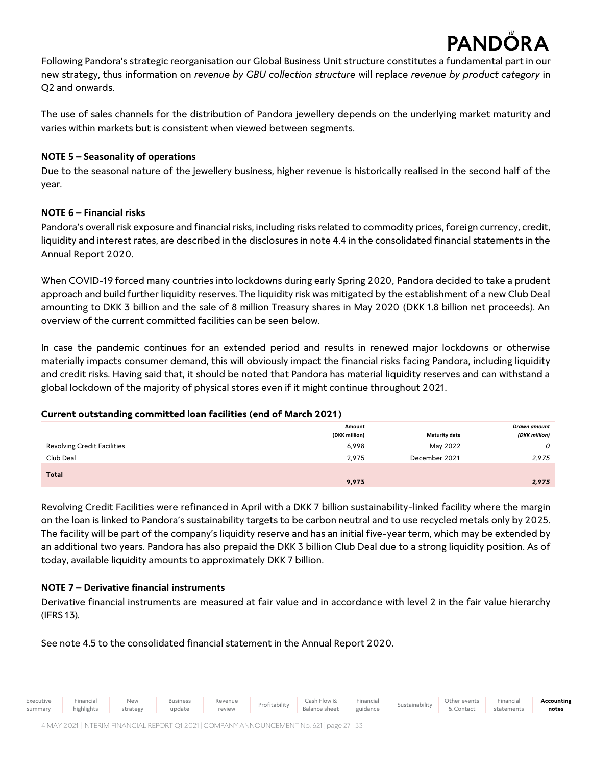Following Pandora's strategic reorganisation our Global Business Unit structure constitutes a fundamental part in our new strategy, thus information on *revenue by GBU collection structure* will replace *revenue by product category* in Q2 and onwards.

The use of sales channels for the distribution of Pandora jewellery depends on the underlying market maturity and varies within markets but is consistent when viewed between segments.

**NOTE 5 – Seasonality of operations**

Due to the seasonal nature of the jewellery business, higher revenue is historically realised in the second half of the year.

**NOTE 6 – Financial risks**

Pandora's overall risk exposure and financial risks, including risks related to commodity prices, foreign currency, credit, liquidity and interest rates, are described in the disclosures in note 4.4 in the consolidated financial statements in the Annual Report 2020.

When COVID-19 forced many countries into lockdowns during early Spring 2020, Pandora decided to take a prudent approach and build further liquidity reserves. The liquidity risk was mitigated by the establishment of a new Club Deal amounting to DKK 3 billion and the sale of 8 million Treasury shares in May 2020 (DKK 1.8 billion net proceeds). An overview of the current committed facilities can be seen below.

In case the pandemic continues for an extended period and results in renewed major lockdowns or otherwise materially impacts consumer demand, this will obviously impact the financial risks facing Pandora, including liquidity and credit risks. Having said that, it should be noted that Pandora has material liquidity reserves and can withstand a global lockdown of the majority of physical stores even if it might continue throughout 2021.

**Current outstanding committed loan facilities (end of March 2021)**

| | Amount (DKK million) | Maturity date | *Drawn amount (DKK million)* |
|---|---|---|---|
| Revolving Credit Facilities | 6,998 | May 2022 | *0* |
| Club Deal | 2,975 | December 2021 | *2,975* |
| **Total** | **9,973** | | ***2,975*** |

Revolving Credit Facilities were refinanced in April with a DKK 7 billion sustainability-linked facility where the margin on the loan is linked to Pandora's sustainability targets to be carbon neutral and to use recycled metals only by 2025. The facility will be part of the company's liquidity reserve and has an initial five-year term, which may be extended by an additional two years. Pandora has also prepaid the DKK 3 billion Club Deal due to a strong liquidity position. As of today, available liquidity amounts to approximately DKK 7 billion.

**NOTE 7 – Derivative financial instruments**

Derivative financial instruments are measured at fair value and in accordance with level 2 in the fair value hierarchy (IFRS 13).

See note 4.5 to the consolidated financial statement in the Annual Report 2020.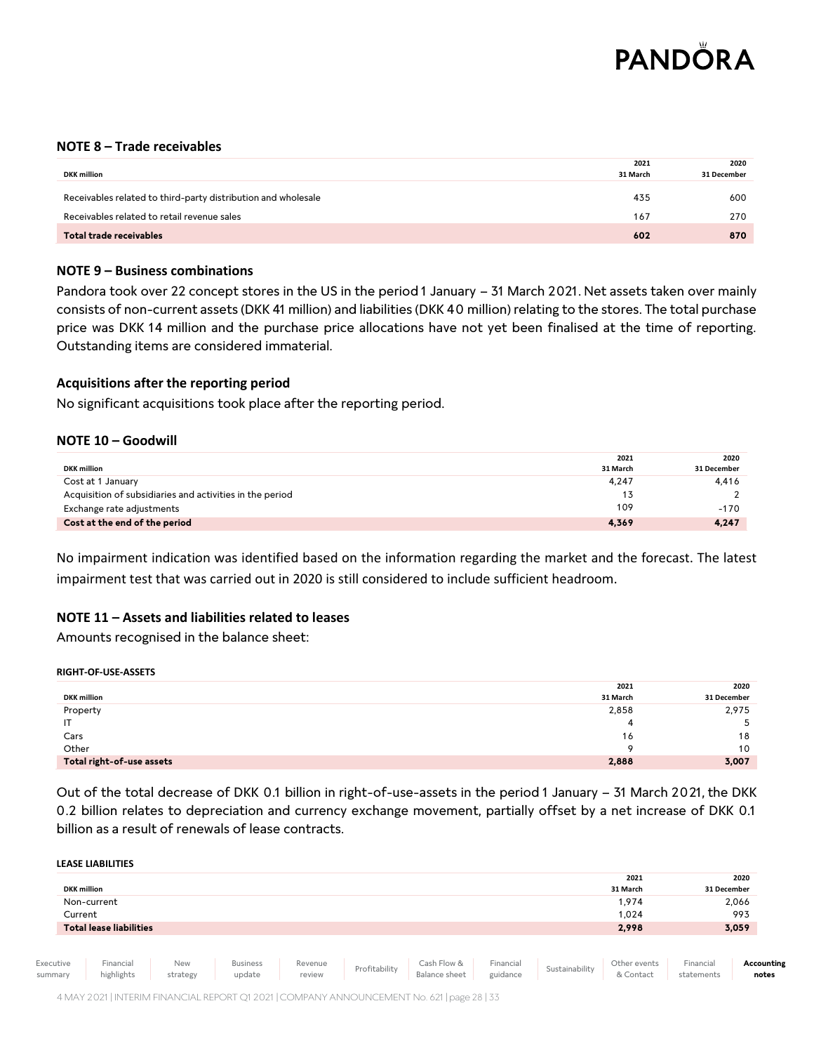### NOTE 8 – Trade receivables

| DKK million | 2021<br>31 March | 2020<br>31 December |
|---|---|---|
| Receivables related to third-party distribution and wholesale | 435 | 600 |
| Receivables related to retail revenue sales | 167 | 270 |
| **Total trade receivables** | **602** | **870** |

### NOTE 9 – Business combinations

Pandora took over 22 concept stores in the US in the period 1 January – 31 March 2021. Net assets taken over mainly consists of non-current assets (DKK 41 million) and liabilities (DKK 40 million) relating to the stores. The total purchase price was DKK 14 million and the purchase price allocations have not yet been finalised at the time of reporting. Outstanding items are considered immaterial.

#### Acquisitions after the reporting period

No significant acquisitions took place after the reporting period.

### NOTE 10 – Goodwill

| DKK million | 2021<br>31 March | 2020<br>31 December |
|---|---|---|
| Cost at 1 January | 4,247 | 4,416 |
| Acquisition of subsidiaries and activities in the period | 13 | 2 |
| Exchange rate adjustments | 109 | -170 |
| **Cost at the end of the period** | **4,369** | **4,247** |

No impairment indication was identified based on the information regarding the market and the forecast. The latest impairment test that was carried out in 2020 is still considered to include sufficient headroom.

### NOTE 11 – Assets and liabilities related to leases

Amounts recognised in the balance sheet:

**RIGHT-OF-USE-ASSETS**

| DKK million | 2021<br>31 March | 2020<br>31 December |
|---|---|---|
| Property | 2,858 | 2,975 |
| IT | 4 | 5 |
| Cars | 16 | 18 |
| Other | 9 | 10 |
| **Total right-of-use assets** | **2,888** | **3,007** |

Out of the total decrease of DKK 0.1 billion in right-of-use-assets in the period 1 January – 31 March 2021, the DKK 0.2 billion relates to depreciation and currency exchange movement, partially offset by a net increase of DKK 0.1 billion as a result of renewals of lease contracts.

**LEASE LIABILITIES**

| DKK million | 2021<br>31 March | 2020<br>31 December |
|---|---|---|
| Non-current | 1,974 | 2,066 |
| Current | 1,024 | 993 |
| **Total lease liabilities** | **2,998** | **3,059** |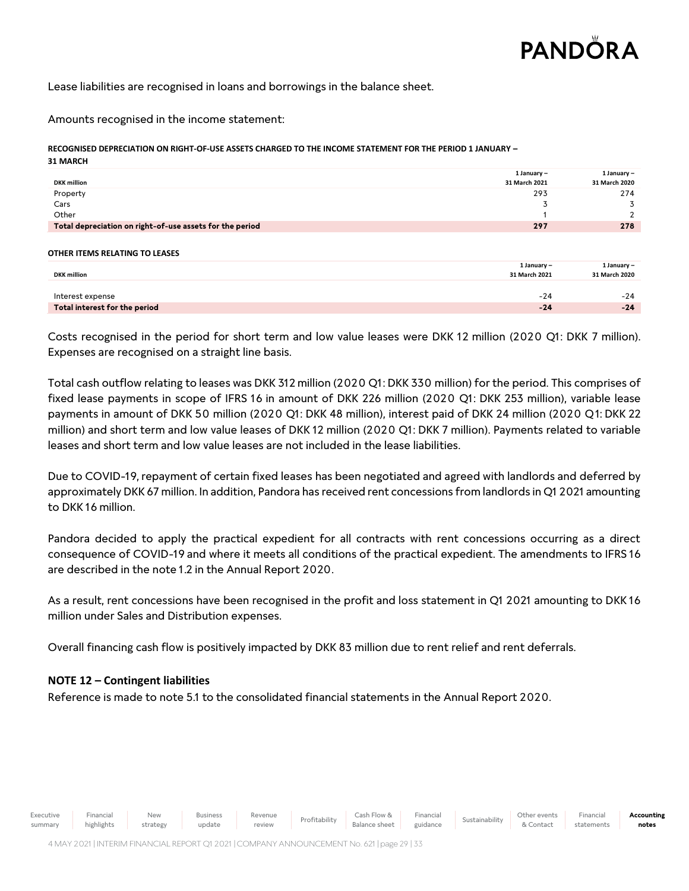Lease liabilities are recognised in loans and borrowings in the balance sheet.

Amounts recognised in the income statement:

**RECOGNISED DEPRECIATION ON RIGHT-OF-USE ASSETS CHARGED TO THE INCOME STATEMENT FOR THE PERIOD 1 JANUARY – 31 MARCH**

| DKK million | 1 January – 31 March 2021 | 1 January – 31 March 2020 |
|---|---|---|
| Property | 293 | 274 |
| Cars | 3 | 3 |
| Other | 1 | 2 |
| **Total depreciation on right-of-use assets for the period** | **297** | **278** |

**OTHER ITEMS RELATING TO LEASES**

| DKK million | 1 January – 31 March 2021 | 1 January – 31 March 2020 |
|---|---|---|
| Interest expense | -24 | -24 |
| **Total interest for the period** | **-24** | **-24** |

Costs recognised in the period for short term and low value leases were DKK 12 million (2020 Q1: DKK 7 million). Expenses are recognised on a straight line basis.

Total cash outflow relating to leases was DKK 312 million (2020 Q1: DKK 330 million) for the period. This comprises of fixed lease payments in scope of IFRS 16 in amount of DKK 226 million (2020 Q1: DKK 253 million), variable lease payments in amount of DKK 50 million (2020 Q1: DKK 48 million), interest paid of DKK 24 million (2020 Q1: DKK 22 million) and short term and low value leases of DKK 12 million (2020 Q1: DKK 7 million). Payments related to variable leases and short term and low value leases are not included in the lease liabilities.

Due to COVID-19, repayment of certain fixed leases has been negotiated and agreed with landlords and deferred by approximately DKK 67 million. In addition, Pandora has received rent concessions from landlords in Q1 2021 amounting to DKK 16 million.

Pandora decided to apply the practical expedient for all contracts with rent concessions occurring as a direct consequence of COVID-19 and where it meets all conditions of the practical expedient. The amendments to IFRS 16 are described in the note 1.2 in the Annual Report 2020.

As a result, rent concessions have been recognised in the profit and loss statement in Q1 2021 amounting to DKK 16 million under Sales and Distribution expenses.

Overall financing cash flow is positively impacted by DKK 83 million due to rent relief and rent deferrals.

**NOTE 12 – Contingent liabilities**

Reference is made to note 5.1 to the consolidated financial statements in the Annual Report 2020.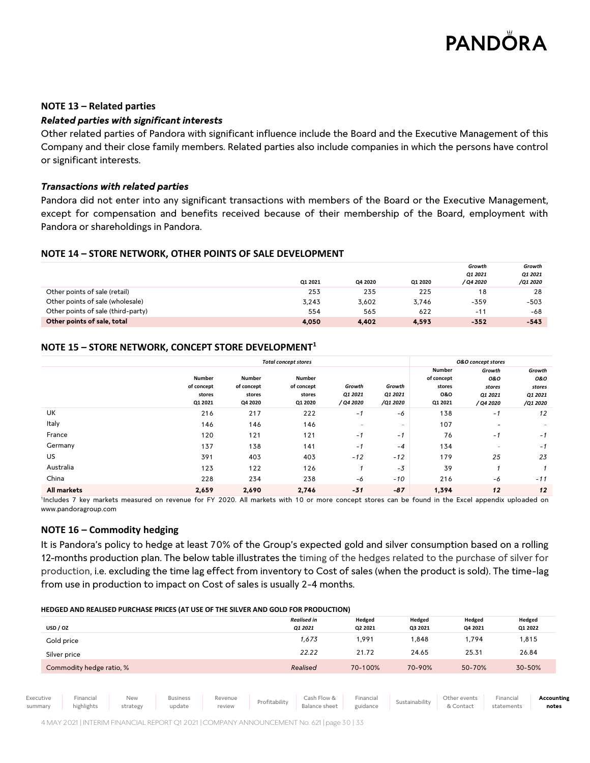### NOTE 13 – Related parties

***Related parties with significant interests***

Other related parties of Pandora with significant influence include the Board and the Executive Management of this Company and their close family members. Related parties also include companies in which the persons have control or significant interests.

***Transactions with related parties***

Pandora did not enter into any significant transactions with members of the Board or the Executive Management, except for compensation and benefits received because of their membership of the Board, employment with Pandora or shareholdings in Pandora.

### NOTE 14 – STORE NETWORK, OTHER POINTS OF SALE DEVELOPMENT

| | Q1 2021 | Q4 2020 | Q1 2020 | *Growth Q1 2021 / Q4 2020* | *Growth Q1 2021 /Q1 2020* |
|---|---|---|---|---|---|
| Other points of sale (retail) | 253 | 235 | 225 | 18 | 28 |
| Other points of sale (wholesale) | 3,243 | 3,602 | 3,746 | -359 | -503 |
| Other points of sale (third-party) | 554 | 565 | 622 | -11 | -68 |
| **Other points of sale, total** | **4,050** | **4,402** | **4,593** | **-352** | **-543** |

### NOTE 15 – STORE NETWORK, CONCEPT STORE DEVELOPMENT[1]

| | *Total concept stores* | | | | | *O&O concept stores* | | |
|---|---|---|---|---|---|---|---|---|
| | Number of concept stores Q1 2021 | Number of concept stores Q4 2020 | Number of concept stores Q1 2020 | *Growth Q1 2021 / Q4 2020* | *Growth Q1 2021 /Q1 2020* | Number of concept stores O&O Q1 2021 | *Growth O&O stores Q1 2021 / Q4 2020* | *Growth O&O stores Q1 2021 /Q1 2020* |
| UK | 216 | 217 | 222 | *-1* | *-6* | 138 | *-1* | *12* |
| Italy | 146 | 146 | 146 | - | - | 107 | - | - |
| France | 120 | 121 | 121 | *-1* | *-1* | 76 | *-1* | *-1* |
| Germany | 137 | 138 | 141 | *-1* | *-4* | 134 | - | *-1* |
| US | 391 | 403 | 403 | *-12* | *-12* | 179 | *25* | *23* |
| Australia | 123 | 122 | 126 | *1* | *-3* | 39 | *1* | *1* |
| China | 228 | 234 | 238 | *-6* | *-10* | 216 | *-6* | *-11* |
| **All markets** | **2,659** | **2,690** | **2,746** | ***-31*** | ***-87*** | **1,394** | ***12*** | ***12*** |

[1]Includes 7 key markets measured on revenue for FY 2020. All markets with 10 or more concept stores can be found in the Excel appendix uploaded on www.pandoragroup.com

### NOTE 16 – Commodity hedging

It is Pandora's policy to hedge at least 70% of the Group's expected gold and silver consumption based on a rolling 12-months production plan. The below table illustrates the timing of the hedges related to the purchase of silver for production, i.e. excluding the time lag effect from inventory to Cost of sales (when the product is sold). The time-lag from use in production to impact on Cost of sales is usually 2-4 months.

**HEDGED AND REALISED PURCHASE PRICES (AT USE OF THE SILVER AND GOLD FOR PRODUCTION)**

| USD / OZ | *Realised in Q1 2021* | Hedged Q2 2021 | Hedged Q3 2021 | Hedged Q4 2021 | Hedged Q1 2022 |
|---|---|---|---|---|---|
| Gold price | *1,673* | 1,991 | 1,848 | 1,794 | 1,815 |
| Silver price | *22.22* | 21.72 | 24.65 | 25.31 | 26.84 |
| Commodity hedge ratio, % | *Realised* | 70-100% | 70-90% | 50-70% | 30-50% |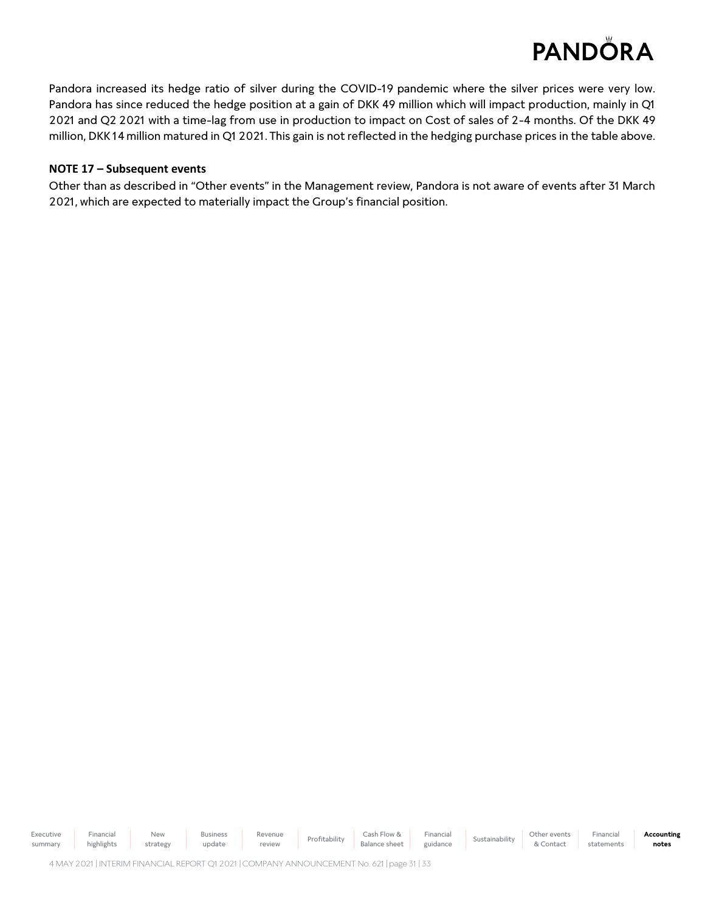Pandora increased its hedge ratio of silver during the COVID-19 pandemic where the silver prices were very low. Pandora has since reduced the hedge position at a gain of DKK 49 million which will impact production, mainly in Q1 2021 and Q2 2021 with a time-lag from use in production to impact on Cost of sales of 2-4 months. Of the DKK 49 million, DKK 14 million matured in Q1 2021. This gain is not reflected in the hedging purchase prices in the table above.

**NOTE 17 – Subsequent events**

Other than as described in "Other events" in the Management review, Pandora is not aware of events after 31 March 2021, which are expected to materially impact the Group's financial position.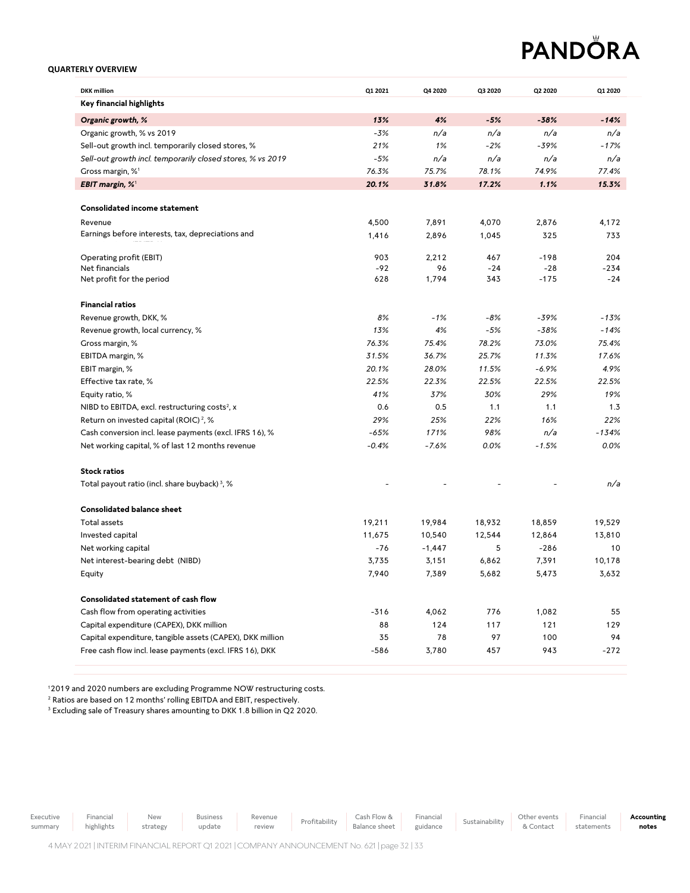**QUARTERLY OVERVIEW**

| DKK million | Q1 2021 | Q4 2020 | Q3 2020 | Q2 2020 | Q1 2020 |
|---|---|---|---|---|---|
| **Key financial highlights** | | | | | |
| ***Organic growth, %*** | ***13%*** | ***4%*** | ***-5%*** | ***-38%*** | ***-14%*** |
| Organic growth, % vs 2019 | *-3%* | *n/a* | *n/a* | *n/a* | *n/a* |
| Sell-out growth incl. temporarily closed stores, % | *21%* | *1%* | *-2%* | *-39%* | *-17%* |
| *Sell-out growth incl. temporarily closed stores, % vs 2019* | *-5%* | *n/a* | *n/a* | *n/a* | *n/a* |
| Gross margin, %[1] | *76.3%* | *75.7%* | *78.1%* | *74.9%* | *77.4%* |
| ***EBIT margin, %***[1] | ***20.1%*** | ***31.8%*** | ***17.2%*** | ***1.1%*** | ***15.3%*** |
| | | | | | |
| **Consolidated income statement** | | | | | |
| Revenue | 4,500 | 7,891 | 4,070 | 2,876 | 4,172 |
| Earnings before interests, tax, depreciations and | 1,416 | 2,896 | 1,045 | 325 | 733 |
| Operating profit (EBIT) | 903 | 2,212 | 467 | -198 | 204 |
| Net financials | -92 | 96 | -24 | -28 | -234 |
| Net profit for the period | 628 | 1,794 | 343 | -175 | -24 |
| | | | | | |
| **Financial ratios** | | | | | |
| Revenue growth, DKK, % | *8%* | *-1%* | *-8%* | *-39%* | *-13%* |
| Revenue growth, local currency, % | *13%* | *4%* | *-5%* | *-38%* | *-14%* |
| Gross margin, % | *76.3%* | *75.4%* | *78.2%* | *73.0%* | *75.4%* |
| EBITDA margin, % | *31.5%* | *36.7%* | *25.7%* | *11.3%* | *17.6%* |
| EBIT margin, % | *20.1%* | *28.0%* | *11.5%* | *-6.9%* | *4.9%* |
| Effective tax rate, % | *22.5%* | *22.3%* | *22.5%* | *22.5%* | *22.5%* |
| Equity ratio, % | *41%* | *37%* | *30%* | *29%* | *19%* |
| NIBD to EBITDA, excl. restructuring costs[2], x | 0.6 | 0.5 | 1.1 | 1.1 | 1.3 |
| Return on invested capital (ROIC)[2], % | *29%* | *25%* | *22%* | *16%* | *22%* |
| Cash conversion incl. lease payments (excl. IFRS 16), % | *-65%* | *171%* | *98%* | *n/a* | *-134%* |
| Net working capital, % of last 12 months revenue | *-0.4%* | *-7.6%* | *0.0%* | *-1.5%* | *0.0%* |
| | | | | | |
| **Stock ratios** | | | | | |
| Total payout ratio (incl. share buyback)[3], % | - | - | - | - | *n/a* |
| | | | | | |
| **Consolidated balance sheet** | | | | | |
| Total assets | 19,211 | 19,984 | 18,932 | 18,859 | 19,529 |
| Invested capital | 11,675 | 10,540 | 12,544 | 12,864 | 13,810 |
| Net working capital | -76 | -1,447 | 5 | -286 | 10 |
| Net interest-bearing debt (NIBD) | 3,735 | 3,151 | 6,862 | 7,391 | 10,178 |
| Equity | 7,940 | 7,389 | 5,682 | 5,473 | 3,632 |
| | | | | | |
| **Consolidated statement of cash flow** | | | | | |
| Cash flow from operating activities | -316 | 4,062 | 776 | 1,082 | 55 |
| Capital expenditure (CAPEX), DKK million | 88 | 124 | 117 | 121 | 129 |
| Capital expenditure, tangible assets (CAPEX), DKK million | 35 | 78 | 97 | 100 | 94 |
| Free cash flow incl. lease payments (excl. IFRS 16), DKK | -586 | 3,780 | 457 | 943 | -272 |

[1] 2019 and 2020 numbers are excluding Programme NOW restructuring costs.
[2] Ratios are based on 12 months' rolling EBITDA and EBIT, respectively.
[3] Excluding sale of Treasury shares amounting to DKK 1.8 billion in Q2 2020.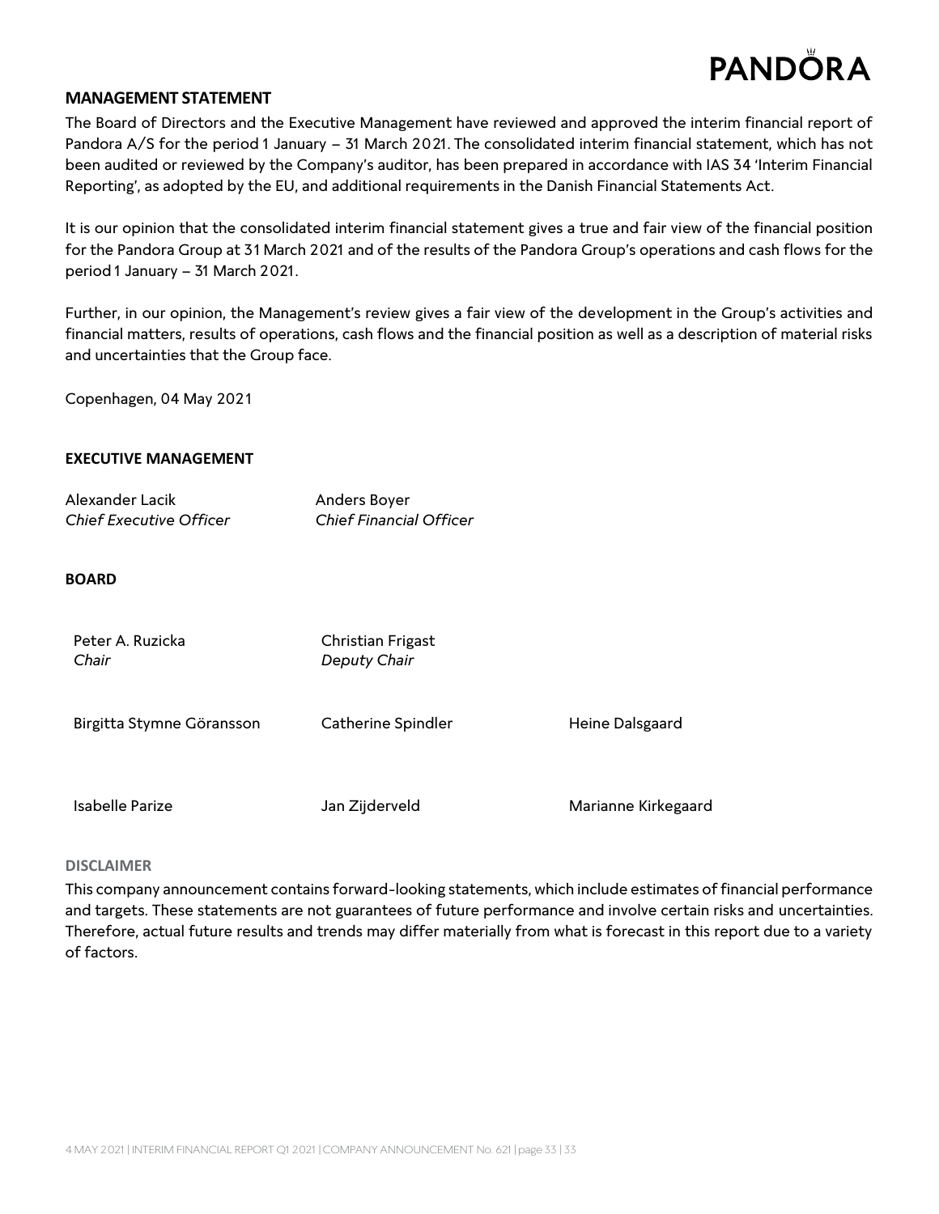## MANAGEMENT STATEMENT

The Board of Directors and the Executive Management have reviewed and approved the interim financial report of Pandora A/S for the period 1 January – 31 March 2021. The consolidated interim financial statement, which has not been audited or reviewed by the Company's auditor, has been prepared in accordance with IAS 34 'Interim Financial Reporting', as adopted by the EU, and additional requirements in the Danish Financial Statements Act.

It is our opinion that the consolidated interim financial statement gives a true and fair view of the financial position for the Pandora Group at 31 March 2021 and of the results of the Pandora Group's operations and cash flows for the period 1 January – 31 March 2021.

Further, in our opinion, the Management's review gives a fair view of the development in the Group's activities and financial matters, results of operations, cash flows and the financial position as well as a description of material risks and uncertainties that the Group face.

Copenhagen, 04 May 2021

### EXECUTIVE MANAGEMENT

| | |
|---|---|
| Alexander Lacik<br>*Chief Executive Officer* | Anders Boyer<br>*Chief Financial Officer* |

### BOARD

| | | |
|---|---|---|
| Peter A. Ruzicka<br>*Chair* | Christian Frigast<br>*Deputy Chair* | |
| Birgitta Stymne Göransson | Catherine Spindler | Heine Dalsgaard |
| Isabelle Parize | Jan Zijderveld | Marianne Kirkegaard |

### DISCLAIMER

This company announcement contains forward-looking statements, which include estimates of financial performance and targets. These statements are not guarantees of future performance and involve certain risks and uncertainties. Therefore, actual future results and trends may differ materially from what is forecast in this report due to a variety of factors.